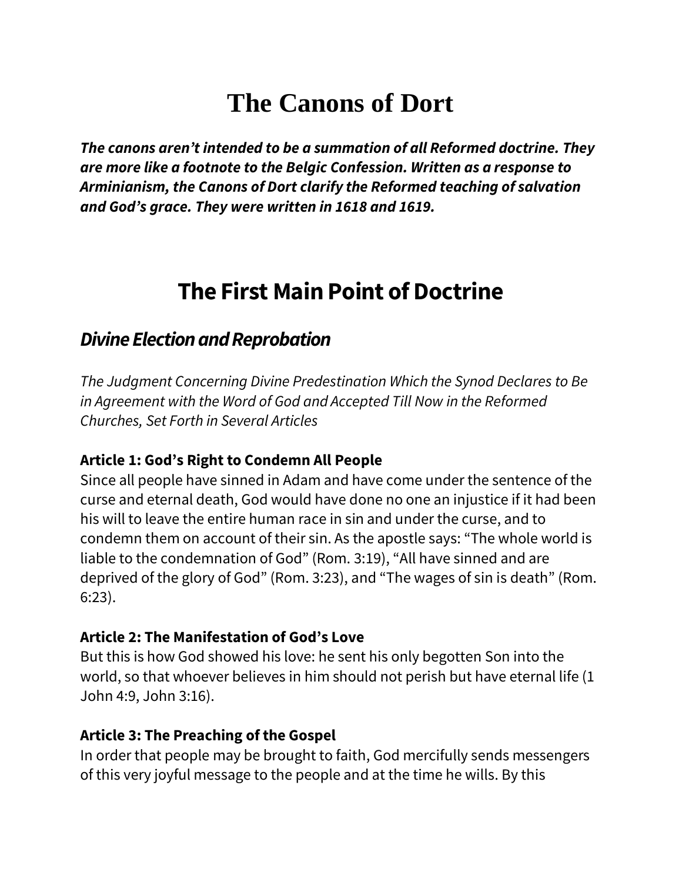# The Canons of Dort

***The canons aren't intended to be a summation of all Reformed doctrine. They are more like a footnote to the Belgic Confession. Written as a response to Arminianism, the Canons of Dort clarify the Reformed teaching of salvation and God's grace. They were written in 1618 and 1619.***

## The First Main Point of Doctrine

### *Divine Election and Reprobation*

*The Judgment Concerning Divine Predestination Which the Synod Declares to Be in Agreement with the Word of God and Accepted Till Now in the Reformed Churches, Set Forth in Several Articles*

**Article 1: God's Right to Condemn All People**
Since all people have sinned in Adam and have come under the sentence of the curse and eternal death, God would have done no one an injustice if it had been his will to leave the entire human race in sin and under the curse, and to condemn them on account of their sin. As the apostle says: "The whole world is liable to the condemnation of God" (Rom. 3:19), "All have sinned and are deprived of the glory of God" (Rom. 3:23), and "The wages of sin is death" (Rom. 6:23).

**Article 2: The Manifestation of God's Love**
But this is how God showed his love: he sent his only begotten Son into the world, so that whoever believes in him should not perish but have eternal life (1 John 4:9, John 3:16).

**Article 3: The Preaching of the Gospel**
In order that people may be brought to faith, God mercifully sends messengers of this very joyful message to the people and at the time he wills. By this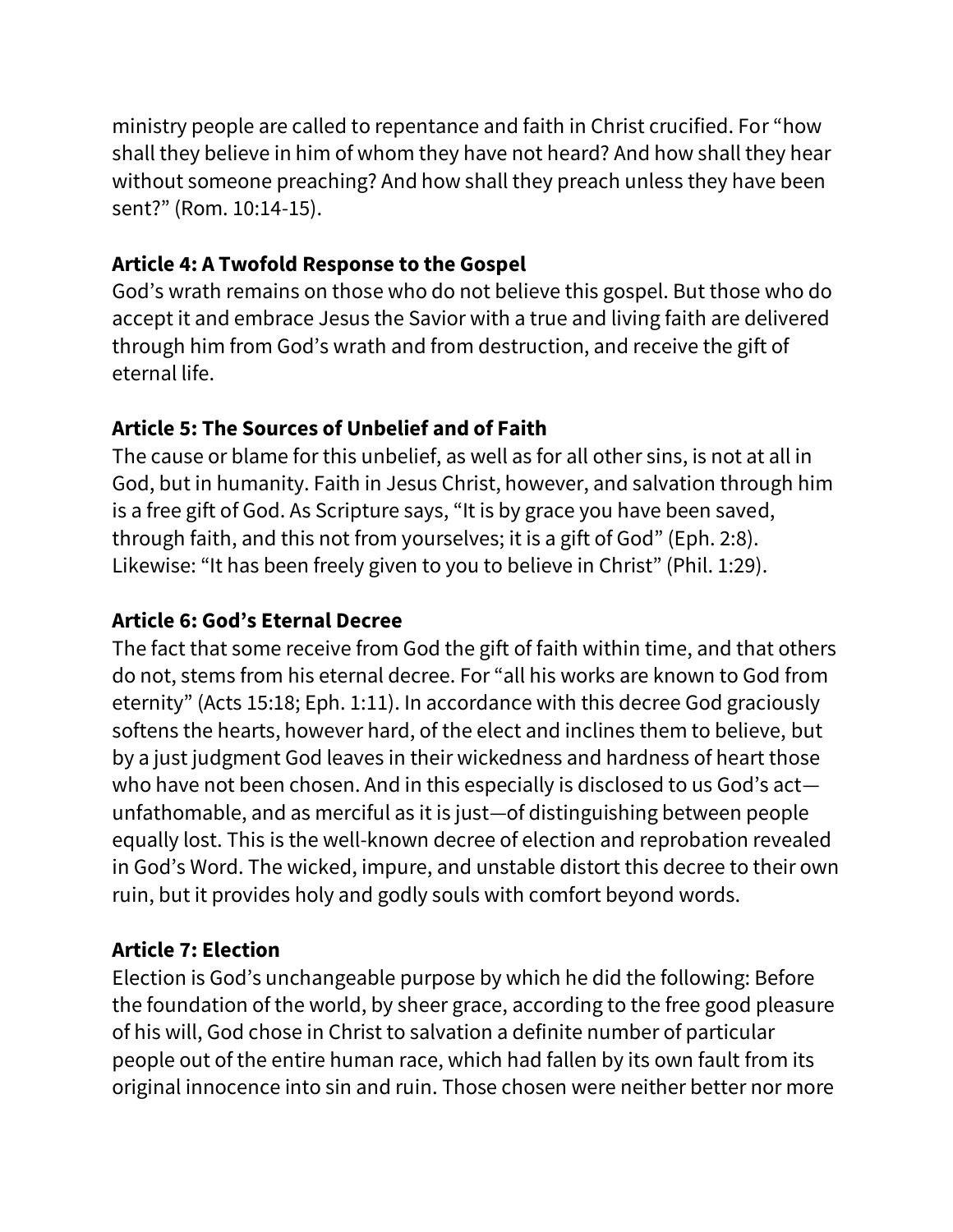ministry people are called to repentance and faith in Christ crucified. For "how shall they believe in him of whom they have not heard? And how shall they hear without someone preaching? And how shall they preach unless they have been sent?" (Rom. 10:14-15).

**Article 4: A Twofold Response to the Gospel**

God's wrath remains on those who do not believe this gospel. But those who do accept it and embrace Jesus the Savior with a true and living faith are delivered through him from God's wrath and from destruction, and receive the gift of eternal life.

**Article 5: The Sources of Unbelief and of Faith**

The cause or blame for this unbelief, as well as for all other sins, is not at all in God, but in humanity. Faith in Jesus Christ, however, and salvation through him is a free gift of God. As Scripture says, "It is by grace you have been saved, through faith, and this not from yourselves; it is a gift of God" (Eph. 2:8). Likewise: "It has been freely given to you to believe in Christ" (Phil. 1:29).

**Article 6: God's Eternal Decree**

The fact that some receive from God the gift of faith within time, and that others do not, stems from his eternal decree. For "all his works are known to God from eternity" (Acts 15:18; Eph. 1:11). In accordance with this decree God graciously softens the hearts, however hard, of the elect and inclines them to believe, but by a just judgment God leaves in their wickedness and hardness of heart those who have not been chosen. And in this especially is disclosed to us God's act—unfathomable, and as merciful as it is just—of distinguishing between people equally lost. This is the well-known decree of election and reprobation revealed in God's Word. The wicked, impure, and unstable distort this decree to their own ruin, but it provides holy and godly souls with comfort beyond words.

**Article 7: Election**

Election is God's unchangeable purpose by which he did the following: Before the foundation of the world, by sheer grace, according to the free good pleasure of his will, God chose in Christ to salvation a definite number of particular people out of the entire human race, which had fallen by its own fault from its original innocence into sin and ruin. Those chosen were neither better nor more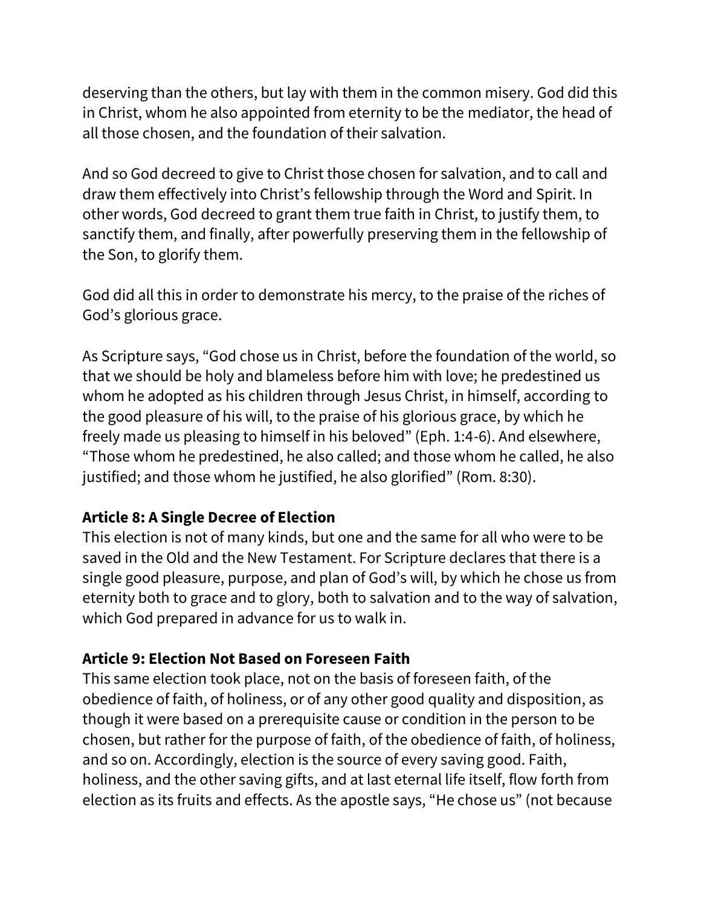deserving than the others, but lay with them in the common misery. God did this in Christ, whom he also appointed from eternity to be the mediator, the head of all those chosen, and the foundation of their salvation.

And so God decreed to give to Christ those chosen for salvation, and to call and draw them effectively into Christ's fellowship through the Word and Spirit. In other words, God decreed to grant them true faith in Christ, to justify them, to sanctify them, and finally, after powerfully preserving them in the fellowship of the Son, to glorify them.

God did all this in order to demonstrate his mercy, to the praise of the riches of God's glorious grace.

As Scripture says, "God chose us in Christ, before the foundation of the world, so that we should be holy and blameless before him with love; he predestined us whom he adopted as his children through Jesus Christ, in himself, according to the good pleasure of his will, to the praise of his glorious grace, by which he freely made us pleasing to himself in his beloved" (Eph. 1:4-6). And elsewhere, "Those whom he predestined, he also called; and those whom he called, he also justified; and those whom he justified, he also glorified" (Rom. 8:30).

**Article 8: A Single Decree of Election**
This election is not of many kinds, but one and the same for all who were to be saved in the Old and the New Testament. For Scripture declares that there is a single good pleasure, purpose, and plan of God's will, by which he chose us from eternity both to grace and to glory, both to salvation and to the way of salvation, which God prepared in advance for us to walk in.

**Article 9: Election Not Based on Foreseen Faith**
This same election took place, not on the basis of foreseen faith, of the obedience of faith, of holiness, or of any other good quality and disposition, as though it were based on a prerequisite cause or condition in the person to be chosen, but rather for the purpose of faith, of the obedience of faith, of holiness, and so on. Accordingly, election is the source of every saving good. Faith, holiness, and the other saving gifts, and at last eternal life itself, flow forth from election as its fruits and effects. As the apostle says, "He chose us" (not because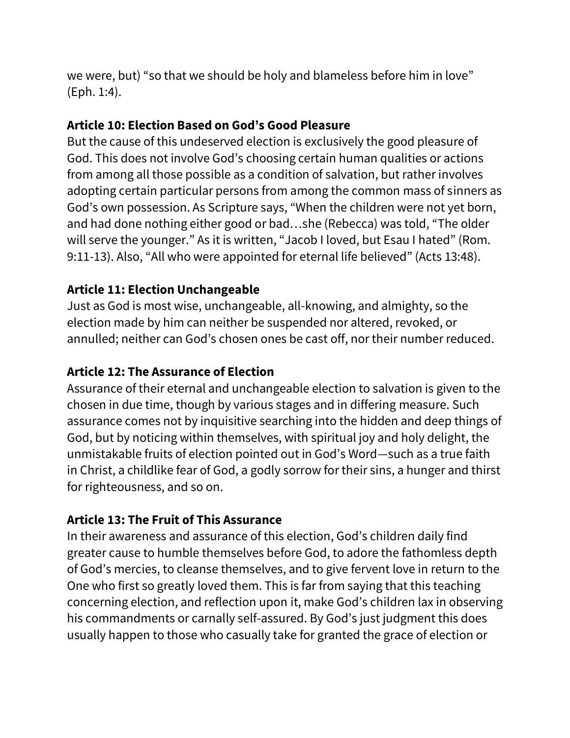we were, but) “so that we should be holy and blameless before him in love” (Eph. 1:4).

**Article 10: Election Based on God’s Good Pleasure**

But the cause of this undeserved election is exclusively the good pleasure of God. This does not involve God’s choosing certain human qualities or actions from among all those possible as a condition of salvation, but rather involves adopting certain particular persons from among the common mass of sinners as God’s own possession. As Scripture says, “When the children were not yet born, and had done nothing either good or bad…she (Rebecca) was told, “The older will serve the younger.” As it is written, “Jacob I loved, but Esau I hated” (Rom. 9:11-13). Also, “All who were appointed for eternal life believed” (Acts 13:48).

**Article 11: Election Unchangeable**

Just as God is most wise, unchangeable, all-knowing, and almighty, so the election made by him can neither be suspended nor altered, revoked, or annulled; neither can God’s chosen ones be cast off, nor their number reduced.

**Article 12: The Assurance of Election**

Assurance of their eternal and unchangeable election to salvation is given to the chosen in due time, though by various stages and in differing measure. Such assurance comes not by inquisitive searching into the hidden and deep things of God, but by noticing within themselves, with spiritual joy and holy delight, the unmistakable fruits of election pointed out in God’s Word—such as a true faith in Christ, a childlike fear of God, a godly sorrow for their sins, a hunger and thirst for righteousness, and so on.

**Article 13: The Fruit of This Assurance**

In their awareness and assurance of this election, God’s children daily find greater cause to humble themselves before God, to adore the fathomless depth of God’s mercies, to cleanse themselves, and to give fervent love in return to the One who first so greatly loved them. This is far from saying that this teaching concerning election, and reflection upon it, make God’s children lax in observing his commandments or carnally self-assured. By God’s just judgment this does usually happen to those who casually take for granted the grace of election or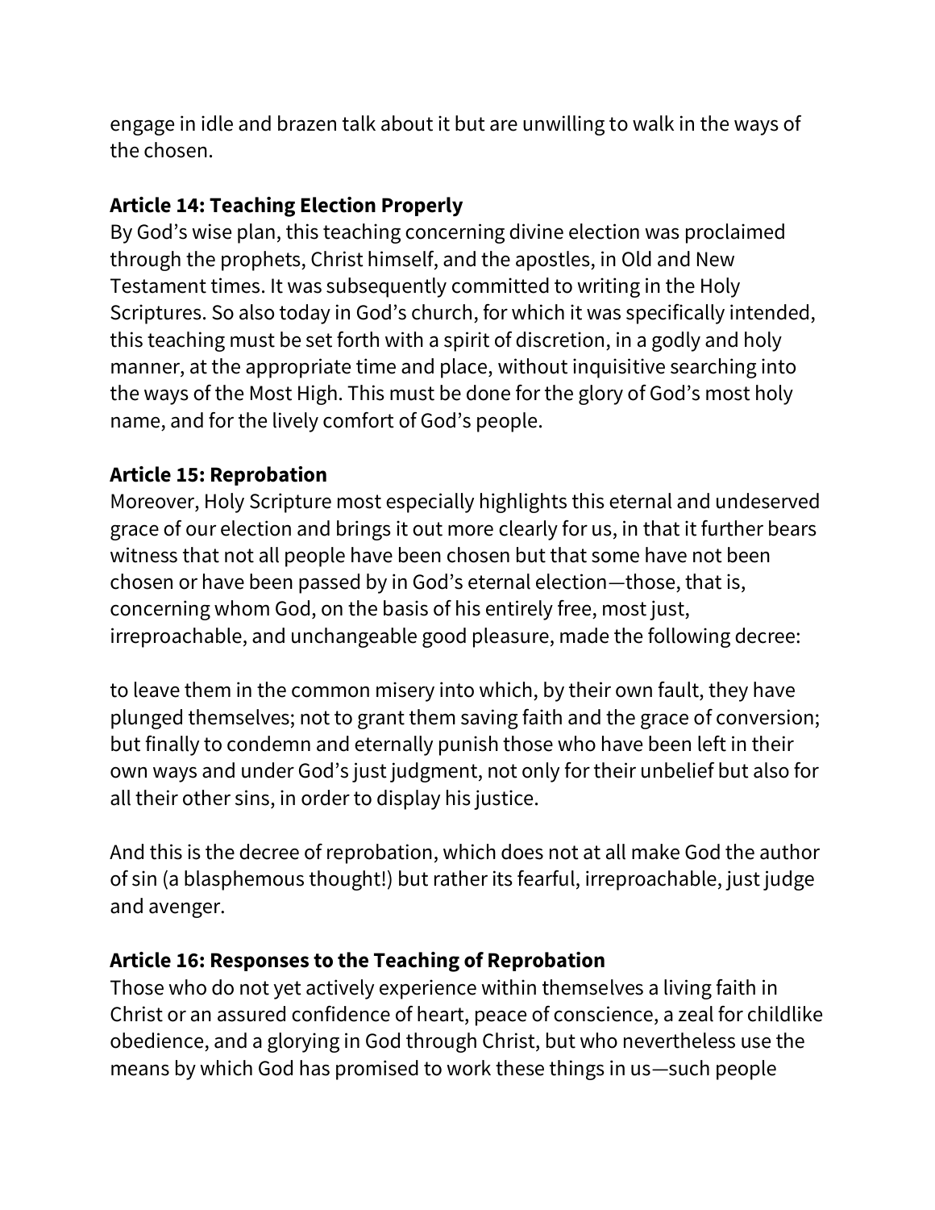engage in idle and brazen talk about it but are unwilling to walk in the ways of the chosen.

**Article 14: Teaching Election Properly**
By God's wise plan, this teaching concerning divine election was proclaimed through the prophets, Christ himself, and the apostles, in Old and New Testament times. It was subsequently committed to writing in the Holy Scriptures. So also today in God's church, for which it was specifically intended, this teaching must be set forth with a spirit of discretion, in a godly and holy manner, at the appropriate time and place, without inquisitive searching into the ways of the Most High. This must be done for the glory of God's most holy name, and for the lively comfort of God's people.

**Article 15: Reprobation**
Moreover, Holy Scripture most especially highlights this eternal and undeserved grace of our election and brings it out more clearly for us, in that it further bears witness that not all people have been chosen but that some have not been chosen or have been passed by in God's eternal election—those, that is, concerning whom God, on the basis of his entirely free, most just, irreproachable, and unchangeable good pleasure, made the following decree:

to leave them in the common misery into which, by their own fault, they have plunged themselves; not to grant them saving faith and the grace of conversion; but finally to condemn and eternally punish those who have been left in their own ways and under God's just judgment, not only for their unbelief but also for all their other sins, in order to display his justice.

And this is the decree of reprobation, which does not at all make God the author of sin (a blasphemous thought!) but rather its fearful, irreproachable, just judge and avenger.

**Article 16: Responses to the Teaching of Reprobation**
Those who do not yet actively experience within themselves a living faith in Christ or an assured confidence of heart, peace of conscience, a zeal for childlike obedience, and a glorying in God through Christ, but who nevertheless use the means by which God has promised to work these things in us—such people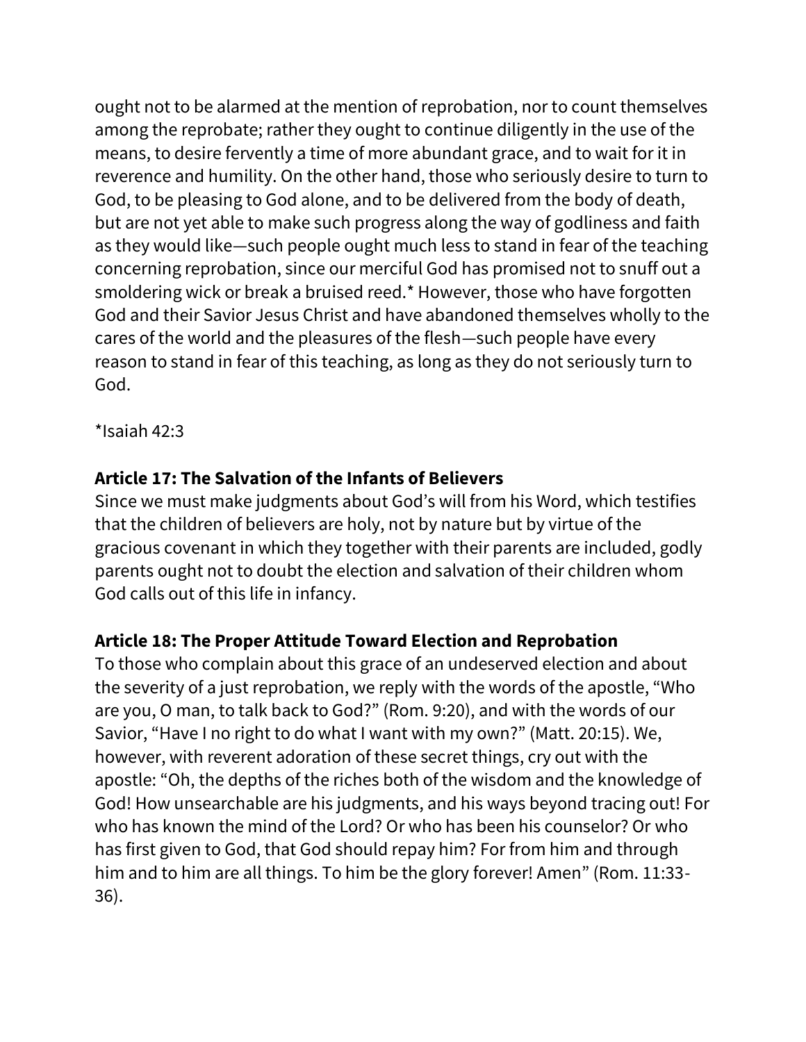ought not to be alarmed at the mention of reprobation, nor to count themselves among the reprobate; rather they ought to continue diligently in the use of the means, to desire fervently a time of more abundant grace, and to wait for it in reverence and humility. On the other hand, those who seriously desire to turn to God, to be pleasing to God alone, and to be delivered from the body of death, but are not yet able to make such progress along the way of godliness and faith as they would like—such people ought much less to stand in fear of the teaching concerning reprobation, since our merciful God has promised not to snuff out a smoldering wick or break a bruised reed.* However, those who have forgotten God and their Savior Jesus Christ and have abandoned themselves wholly to the cares of the world and the pleasures of the flesh—such people have every reason to stand in fear of this teaching, as long as they do not seriously turn to God.

*Isaiah 42:3

**Article 17: The Salvation of the Infants of Believers**
Since we must make judgments about God's will from his Word, which testifies that the children of believers are holy, not by nature but by virtue of the gracious covenant in which they together with their parents are included, godly parents ought not to doubt the election and salvation of their children whom God calls out of this life in infancy.

**Article 18: The Proper Attitude Toward Election and Reprobation**
To those who complain about this grace of an undeserved election and about the severity of a just reprobation, we reply with the words of the apostle, "Who are you, O man, to talk back to God?" (Rom. 9:20), and with the words of our Savior, "Have I no right to do what I want with my own?" (Matt. 20:15). We, however, with reverent adoration of these secret things, cry out with the apostle: "Oh, the depths of the riches both of the wisdom and the knowledge of God! How unsearchable are his judgments, and his ways beyond tracing out! For who has known the mind of the Lord? Or who has been his counselor? Or who has first given to God, that God should repay him? For from him and through him and to him are all things. To him be the glory forever! Amen" (Rom. 11:33-36).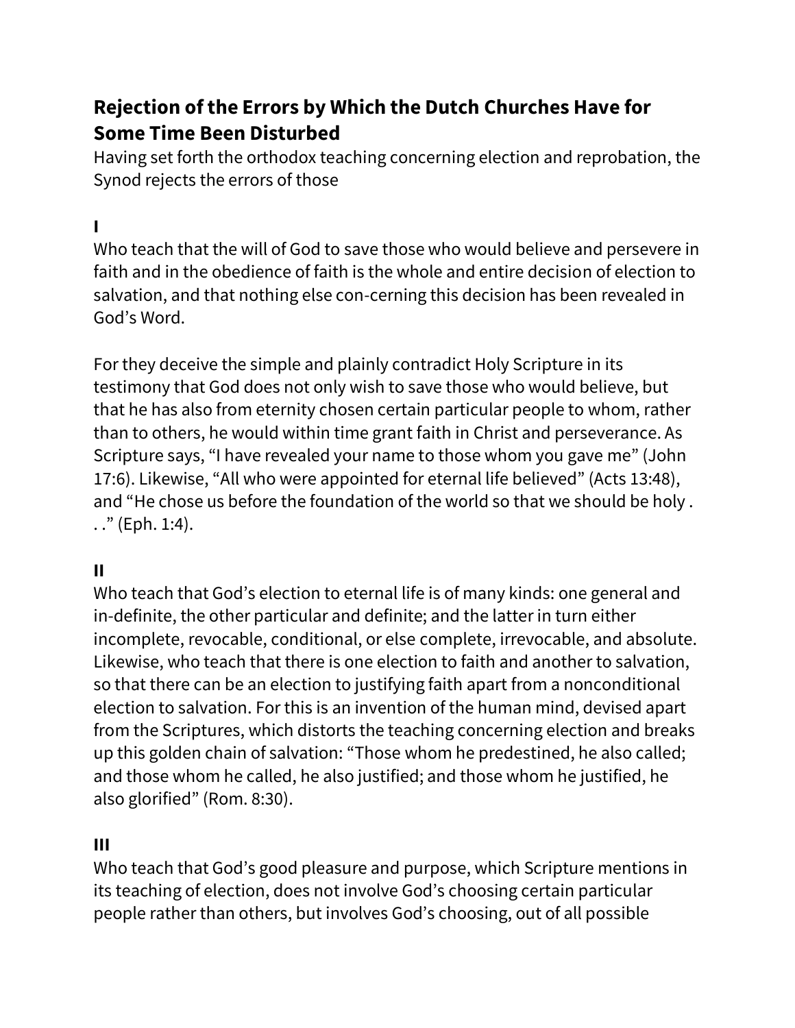## Rejection of the Errors by Which the Dutch Churches Have for Some Time Been Disturbed

Having set forth the orthodox teaching concerning election and reprobation, the Synod rejects the errors of those

### I

Who teach that the will of God to save those who would believe and persevere in faith and in the obedience of faith is the whole and entire decision of election to salvation, and that nothing else con-cerning this decision has been revealed in God's Word.

For they deceive the simple and plainly contradict Holy Scripture in its testimony that God does not only wish to save those who would believe, but that he has also from eternity chosen certain particular people to whom, rather than to others, he would within time grant faith in Christ and perseverance. As Scripture says, "I have revealed your name to those whom you gave me" (John 17:6). Likewise, "All who were appointed for eternal life believed" (Acts 13:48), and "He chose us before the foundation of the world so that we should be holy . . ." (Eph. 1:4).

### II

Who teach that God's election to eternal life is of many kinds: one general and in-definite, the other particular and definite; and the latter in turn either incomplete, revocable, conditional, or else complete, irrevocable, and absolute. Likewise, who teach that there is one election to faith and another to salvation, so that there can be an election to justifying faith apart from a nonconditional election to salvation. For this is an invention of the human mind, devised apart from the Scriptures, which distorts the teaching concerning election and breaks up this golden chain of salvation: "Those whom he predestined, he also called; and those whom he called, he also justified; and those whom he justified, he also glorified" (Rom. 8:30).

### III

Who teach that God's good pleasure and purpose, which Scripture mentions in its teaching of election, does not involve God's choosing certain particular people rather than others, but involves God's choosing, out of all possible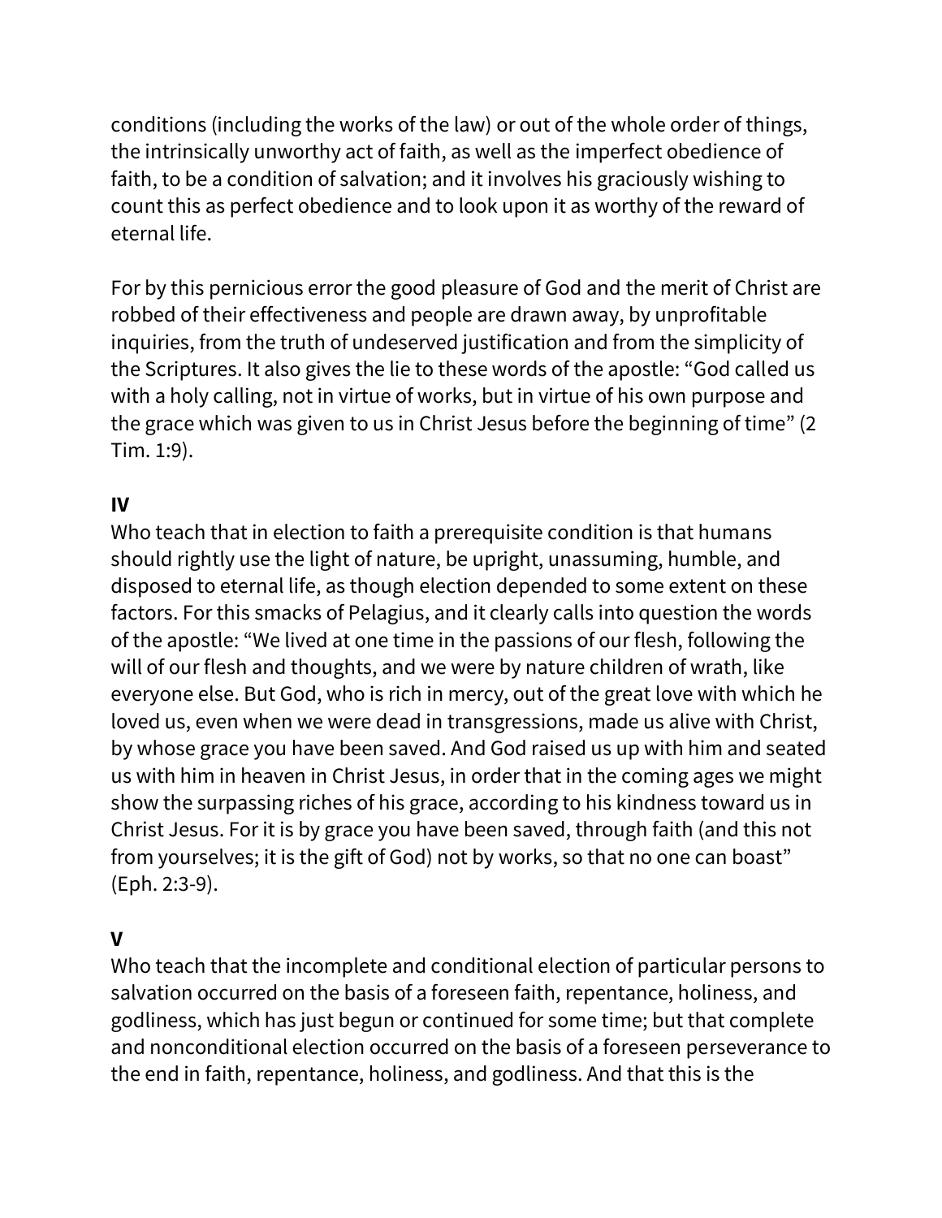conditions (including the works of the law) or out of the whole order of things, the intrinsically unworthy act of faith, as well as the imperfect obedience of faith, to be a condition of salvation; and it involves his graciously wishing to count this as perfect obedience and to look upon it as worthy of the reward of eternal life.

For by this pernicious error the good pleasure of God and the merit of Christ are robbed of their effectiveness and people are drawn away, by unprofitable inquiries, from the truth of undeserved justification and from the simplicity of the Scriptures. It also gives the lie to these words of the apostle: “God called us with a holy calling, not in virtue of works, but in virtue of his own purpose and the grace which was given to us in Christ Jesus before the beginning of time” (2 Tim. 1:9).

**IV**

Who teach that in election to faith a prerequisite condition is that humans should rightly use the light of nature, be upright, unassuming, humble, and disposed to eternal life, as though election depended to some extent on these factors. For this smacks of Pelagius, and it clearly calls into question the words of the apostle: “We lived at one time in the passions of our flesh, following the will of our flesh and thoughts, and we were by nature children of wrath, like everyone else. But God, who is rich in mercy, out of the great love with which he loved us, even when we were dead in transgressions, made us alive with Christ, by whose grace you have been saved. And God raised us up with him and seated us with him in heaven in Christ Jesus, in order that in the coming ages we might show the surpassing riches of his grace, according to his kindness toward us in Christ Jesus. For it is by grace you have been saved, through faith (and this not from yourselves; it is the gift of God) not by works, so that no one can boast” (Eph. 2:3-9).

**V**

Who teach that the incomplete and conditional election of particular persons to salvation occurred on the basis of a foreseen faith, repentance, holiness, and godliness, which has just begun or continued for some time; but that complete and nonconditional election occurred on the basis of a foreseen perseverance to the end in faith, repentance, holiness, and godliness. And that this is the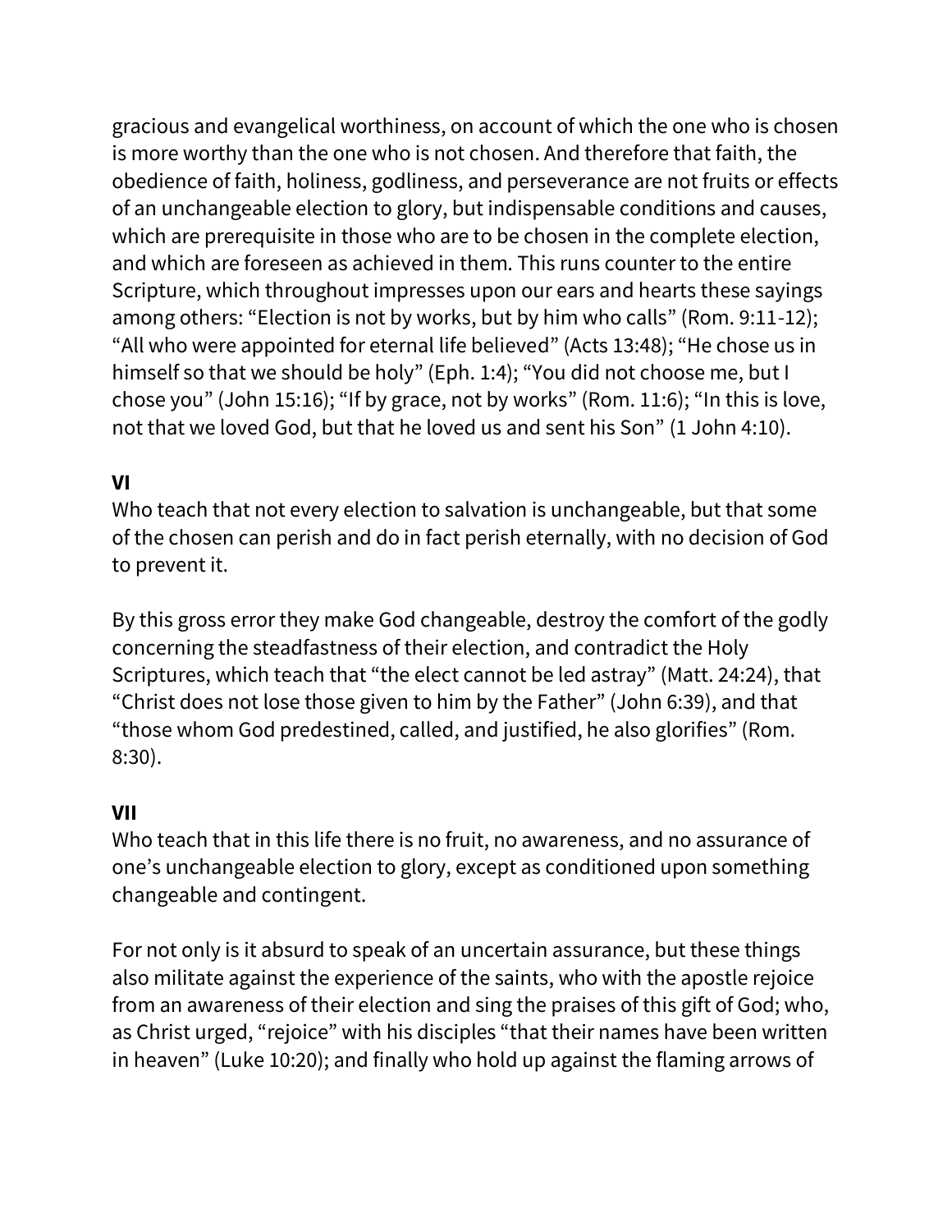gracious and evangelical worthiness, on account of which the one who is chosen is more worthy than the one who is not chosen. And therefore that faith, the obedience of faith, holiness, godliness, and perseverance are not fruits or effects of an unchangeable election to glory, but indispensable conditions and causes, which are prerequisite in those who are to be chosen in the complete election, and which are foreseen as achieved in them. This runs counter to the entire Scripture, which throughout impresses upon our ears and hearts these sayings among others: “Election is not by works, but by him who calls” (Rom. 9:11-12); “All who were appointed for eternal life believed” (Acts 13:48); “He chose us in himself so that we should be holy” (Eph. 1:4); “You did not choose me, but I chose you” (John 15:16); “If by grace, not by works” (Rom. 11:6); “In this is love, not that we loved God, but that he loved us and sent his Son” (1 John 4:10).

**VI**

Who teach that not every election to salvation is unchangeable, but that some of the chosen can perish and do in fact perish eternally, with no decision of God to prevent it.

By this gross error they make God changeable, destroy the comfort of the godly concerning the steadfastness of their election, and contradict the Holy Scriptures, which teach that “the elect cannot be led astray” (Matt. 24:24), that “Christ does not lose those given to him by the Father” (John 6:39), and that “those whom God predestined, called, and justified, he also glorifies” (Rom. 8:30).

**VII**

Who teach that in this life there is no fruit, no awareness, and no assurance of one’s unchangeable election to glory, except as conditioned upon something changeable and contingent.

For not only is it absurd to speak of an uncertain assurance, but these things also militate against the experience of the saints, who with the apostle rejoice from an awareness of their election and sing the praises of this gift of God; who, as Christ urged, “rejoice” with his disciples “that their names have been written in heaven” (Luke 10:20); and finally who hold up against the flaming arrows of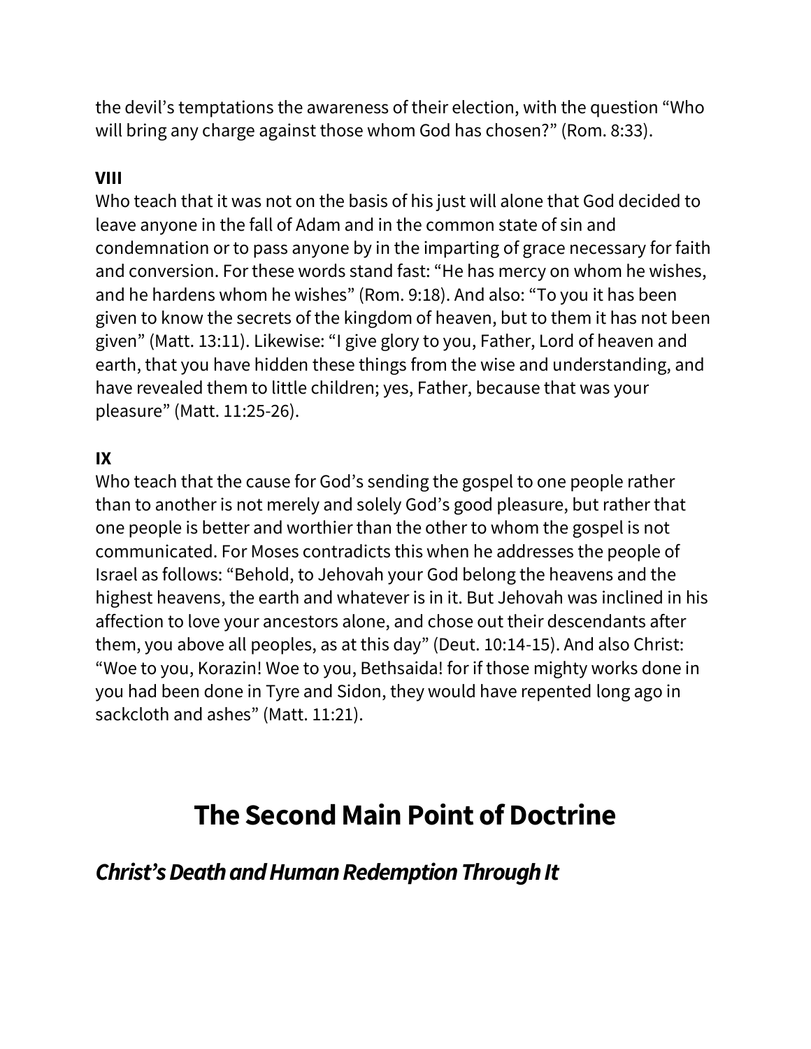the devil's temptations the awareness of their election, with the question "Who will bring any charge against those whom God has chosen?" (Rom. 8:33).

**VIII**

Who teach that it was not on the basis of his just will alone that God decided to leave anyone in the fall of Adam and in the common state of sin and condemnation or to pass anyone by in the imparting of grace necessary for faith and conversion. For these words stand fast: "He has mercy on whom he wishes, and he hardens whom he wishes" (Rom. 9:18). And also: "To you it has been given to know the secrets of the kingdom of heaven, but to them it has not been given" (Matt. 13:11). Likewise: "I give glory to you, Father, Lord of heaven and earth, that you have hidden these things from the wise and understanding, and have revealed them to little children; yes, Father, because that was your pleasure" (Matt. 11:25-26).

**IX**

Who teach that the cause for God's sending the gospel to one people rather than to another is not merely and solely God's good pleasure, but rather that one people is better and worthier than the other to whom the gospel is not communicated. For Moses contradicts this when he addresses the people of Israel as follows: "Behold, to Jehovah your God belong the heavens and the highest heavens, the earth and whatever is in it. But Jehovah was inclined in his affection to love your ancestors alone, and chose out their descendants after them, you above all peoples, as at this day" (Deut. 10:14-15). And also Christ: "Woe to you, Korazin! Woe to you, Bethsaida! for if those mighty works done in you had been done in Tyre and Sidon, they would have repented long ago in sackcloth and ashes" (Matt. 11:21).

# The Second Main Point of Doctrine

## *Christ's Death and Human Redemption Through It*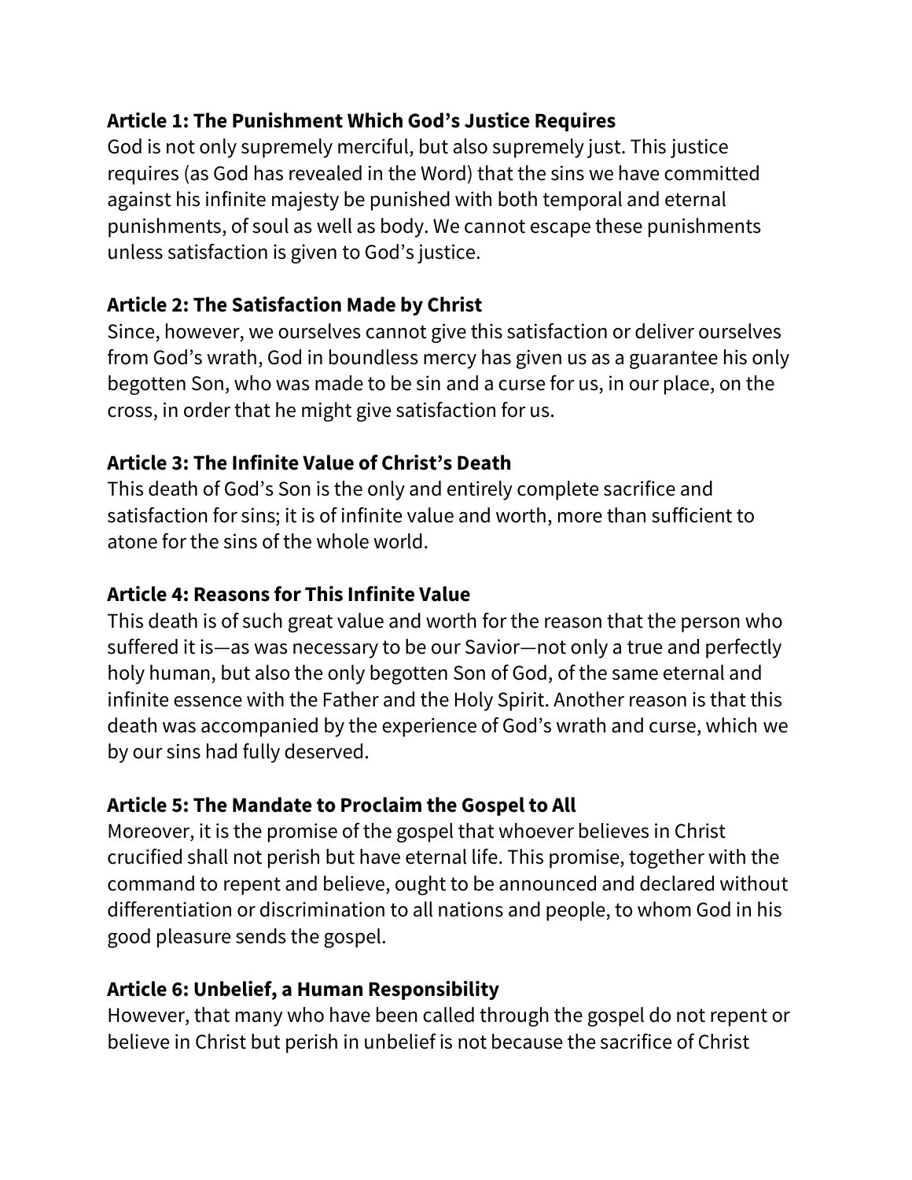**Article 1: The Punishment Which God's Justice Requires**
God is not only supremely merciful, but also supremely just. This justice requires (as God has revealed in the Word) that the sins we have committed against his infinite majesty be punished with both temporal and eternal punishments, of soul as well as body. We cannot escape these punishments unless satisfaction is given to God's justice.

**Article 2: The Satisfaction Made by Christ**
Since, however, we ourselves cannot give this satisfaction or deliver ourselves from God's wrath, God in boundless mercy has given us as a guarantee his only begotten Son, who was made to be sin and a curse for us, in our place, on the cross, in order that he might give satisfaction for us.

**Article 3: The Infinite Value of Christ's Death**
This death of God's Son is the only and entirely complete sacrifice and satisfaction for sins; it is of infinite value and worth, more than sufficient to atone for the sins of the whole world.

**Article 4: Reasons for This Infinite Value**
This death is of such great value and worth for the reason that the person who suffered it is—as was necessary to be our Savior—not only a true and perfectly holy human, but also the only begotten Son of God, of the same eternal and infinite essence with the Father and the Holy Spirit. Another reason is that this death was accompanied by the experience of God's wrath and curse, which we by our sins had fully deserved.

**Article 5: The Mandate to Proclaim the Gospel to All**
Moreover, it is the promise of the gospel that whoever believes in Christ crucified shall not perish but have eternal life. This promise, together with the command to repent and believe, ought to be announced and declared without differentiation or discrimination to all nations and people, to whom God in his good pleasure sends the gospel.

**Article 6: Unbelief, a Human Responsibility**
However, that many who have been called through the gospel do not repent or believe in Christ but perish in unbelief is not because the sacrifice of Christ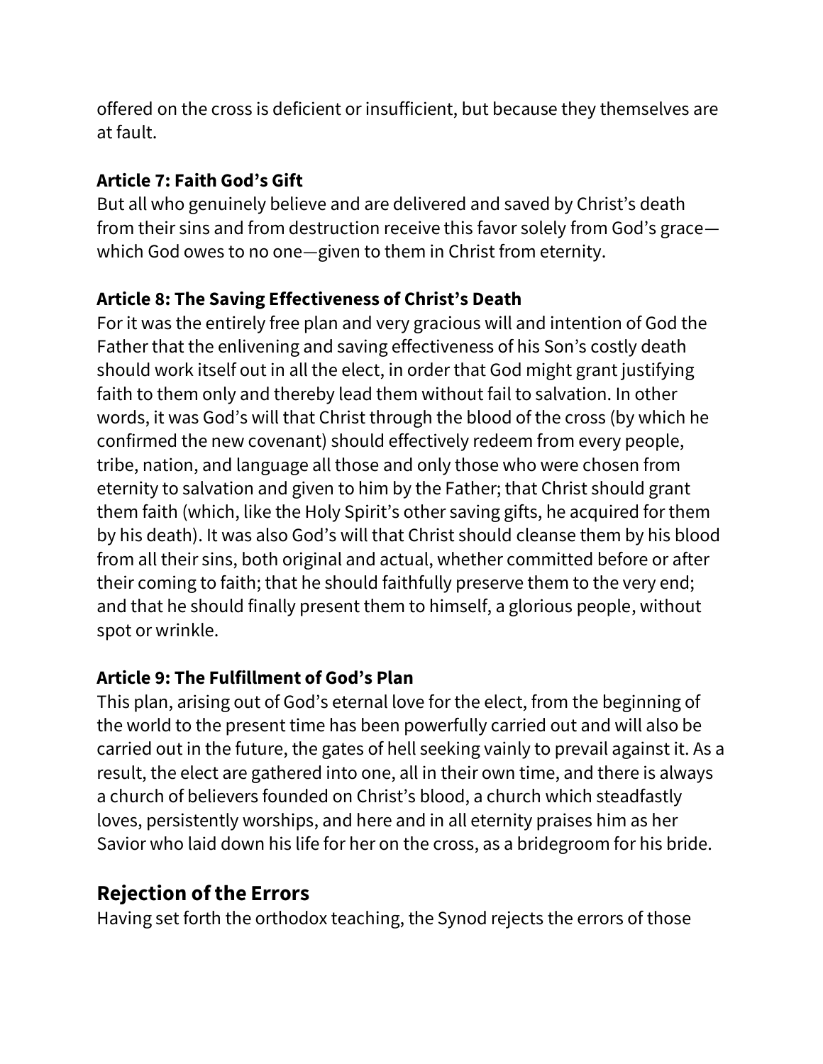offered on the cross is deficient or insufficient, but because they themselves are at fault.

**Article 7: Faith God's Gift**
But all who genuinely believe and are delivered and saved by Christ's death from their sins and from destruction receive this favor solely from God's grace—which God owes to no one—given to them in Christ from eternity.

**Article 8: The Saving Effectiveness of Christ's Death**
For it was the entirely free plan and very gracious will and intention of God the Father that the enlivening and saving effectiveness of his Son's costly death should work itself out in all the elect, in order that God might grant justifying faith to them only and thereby lead them without fail to salvation. In other words, it was God's will that Christ through the blood of the cross (by which he confirmed the new covenant) should effectively redeem from every people, tribe, nation, and language all those and only those who were chosen from eternity to salvation and given to him by the Father; that Christ should grant them faith (which, like the Holy Spirit's other saving gifts, he acquired for them by his death). It was also God's will that Christ should cleanse them by his blood from all their sins, both original and actual, whether committed before or after their coming to faith; that he should faithfully preserve them to the very end; and that he should finally present them to himself, a glorious people, without spot or wrinkle.

**Article 9: The Fulfillment of God's Plan**
This plan, arising out of God's eternal love for the elect, from the beginning of the world to the present time has been powerfully carried out and will also be carried out in the future, the gates of hell seeking vainly to prevail against it. As a result, the elect are gathered into one, all in their own time, and there is always a church of believers founded on Christ's blood, a church which steadfastly loves, persistently worships, and here and in all eternity praises him as her Savior who laid down his life for her on the cross, as a bridegroom for his bride.

## Rejection of the Errors

Having set forth the orthodox teaching, the Synod rejects the errors of those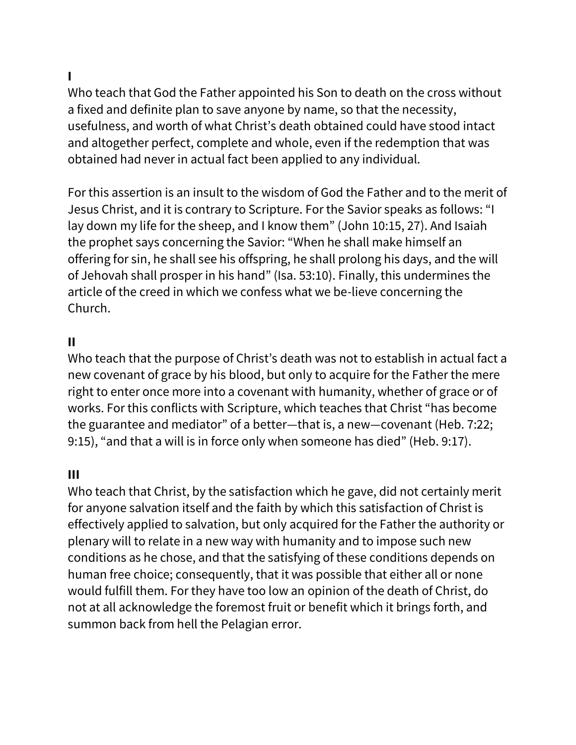**I**

Who teach that God the Father appointed his Son to death on the cross without a fixed and definite plan to save anyone by name, so that the necessity, usefulness, and worth of what Christ's death obtained could have stood intact and altogether perfect, complete and whole, even if the redemption that was obtained had never in actual fact been applied to any individual.

For this assertion is an insult to the wisdom of God the Father and to the merit of Jesus Christ, and it is contrary to Scripture. For the Savior speaks as follows: "I lay down my life for the sheep, and I know them" (John 10:15, 27). And Isaiah the prophet says concerning the Savior: "When he shall make himself an offering for sin, he shall see his offspring, he shall prolong his days, and the will of Jehovah shall prosper in his hand" (Isa. 53:10). Finally, this undermines the article of the creed in which we confess what we be-lieve concerning the Church.

**II**

Who teach that the purpose of Christ's death was not to establish in actual fact a new covenant of grace by his blood, but only to acquire for the Father the mere right to enter once more into a covenant with humanity, whether of grace or of works. For this conflicts with Scripture, which teaches that Christ "has become the guarantee and mediator" of a better—that is, a new—covenant (Heb. 7:22; 9:15), "and that a will is in force only when someone has died" (Heb. 9:17).

**III**

Who teach that Christ, by the satisfaction which he gave, did not certainly merit for anyone salvation itself and the faith by which this satisfaction of Christ is effectively applied to salvation, but only acquired for the Father the authority or plenary will to relate in a new way with humanity and to impose such new conditions as he chose, and that the satisfying of these conditions depends on human free choice; consequently, that it was possible that either all or none would fulfill them. For they have too low an opinion of the death of Christ, do not at all acknowledge the foremost fruit or benefit which it brings forth, and summon back from hell the Pelagian error.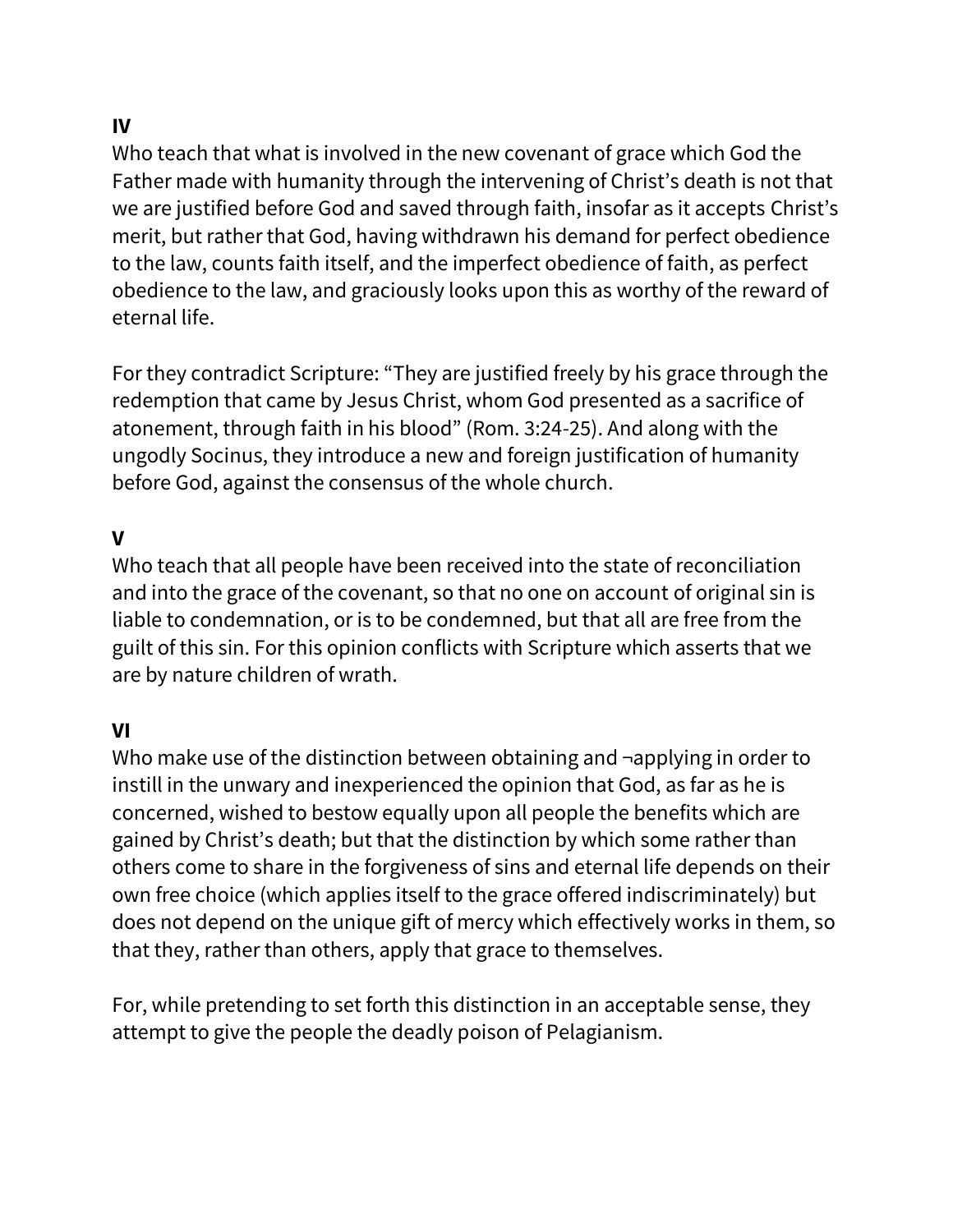**IV**
Who teach that what is involved in the new covenant of grace which God the Father made with humanity through the intervening of Christ's death is not that we are justified before God and saved through faith, insofar as it accepts Christ's merit, but rather that God, having withdrawn his demand for perfect obedience to the law, counts faith itself, and the imperfect obedience of faith, as perfect obedience to the law, and graciously looks upon this as worthy of the reward of eternal life.

For they contradict Scripture: "They are justified freely by his grace through the redemption that came by Jesus Christ, whom God presented as a sacrifice of atonement, through faith in his blood" (Rom. 3:24-25). And along with the ungodly Socinus, they introduce a new and foreign justification of humanity before God, against the consensus of the whole church.

**V**
Who teach that all people have been received into the state of reconciliation and into the grace of the covenant, so that no one on account of original sin is liable to condemnation, or is to be condemned, but that all are free from the guilt of this sin. For this opinion conflicts with Scripture which asserts that we are by nature children of wrath.

**VI**
Who make use of the distinction between obtaining and ¬applying in order to instill in the unwary and inexperienced the opinion that God, as far as he is concerned, wished to bestow equally upon all people the benefits which are gained by Christ's death; but that the distinction by which some rather than others come to share in the forgiveness of sins and eternal life depends on their own free choice (which applies itself to the grace offered indiscriminately) but does not depend on the unique gift of mercy which effectively works in them, so that they, rather than others, apply that grace to themselves.

For, while pretending to set forth this distinction in an acceptable sense, they attempt to give the people the deadly poison of Pelagianism.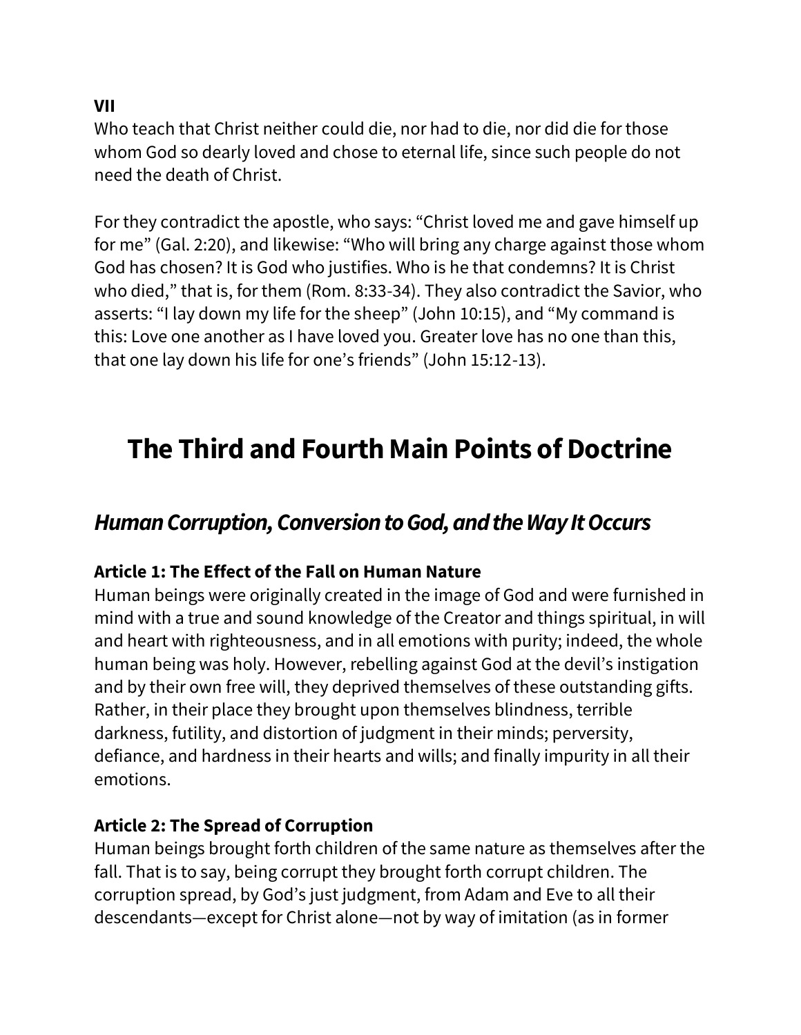**VII**
Who teach that Christ neither could die, nor had to die, nor did die for those whom God so dearly loved and chose to eternal life, since such people do not need the death of Christ.

For they contradict the apostle, who says: “Christ loved me and gave himself up for me” (Gal. 2:20), and likewise: “Who will bring any charge against those whom God has chosen? It is God who justifies. Who is he that condemns? It is Christ who died,” that is, for them (Rom. 8:33-34). They also contradict the Savior, who asserts: “I lay down my life for the sheep” (John 10:15), and “My command is this: Love one another as I have loved you. Greater love has no one than this, that one lay down his life for one’s friends” (John 15:12-13).

# The Third and Fourth Main Points of Doctrine

## *Human Corruption, Conversion to God, and the Way It Occurs*

**Article 1: The Effect of the Fall on Human Nature**
Human beings were originally created in the image of God and were furnished in mind with a true and sound knowledge of the Creator and things spiritual, in will and heart with righteousness, and in all emotions with purity; indeed, the whole human being was holy. However, rebelling against God at the devil’s instigation and by their own free will, they deprived themselves of these outstanding gifts. Rather, in their place they brought upon themselves blindness, terrible darkness, futility, and distortion of judgment in their minds; perversity, defiance, and hardness in their hearts and wills; and finally impurity in all their emotions.

**Article 2: The Spread of Corruption**
Human beings brought forth children of the same nature as themselves after the fall. That is to say, being corrupt they brought forth corrupt children. The corruption spread, by God’s just judgment, from Adam and Eve to all their descendants—except for Christ alone—not by way of imitation (as in former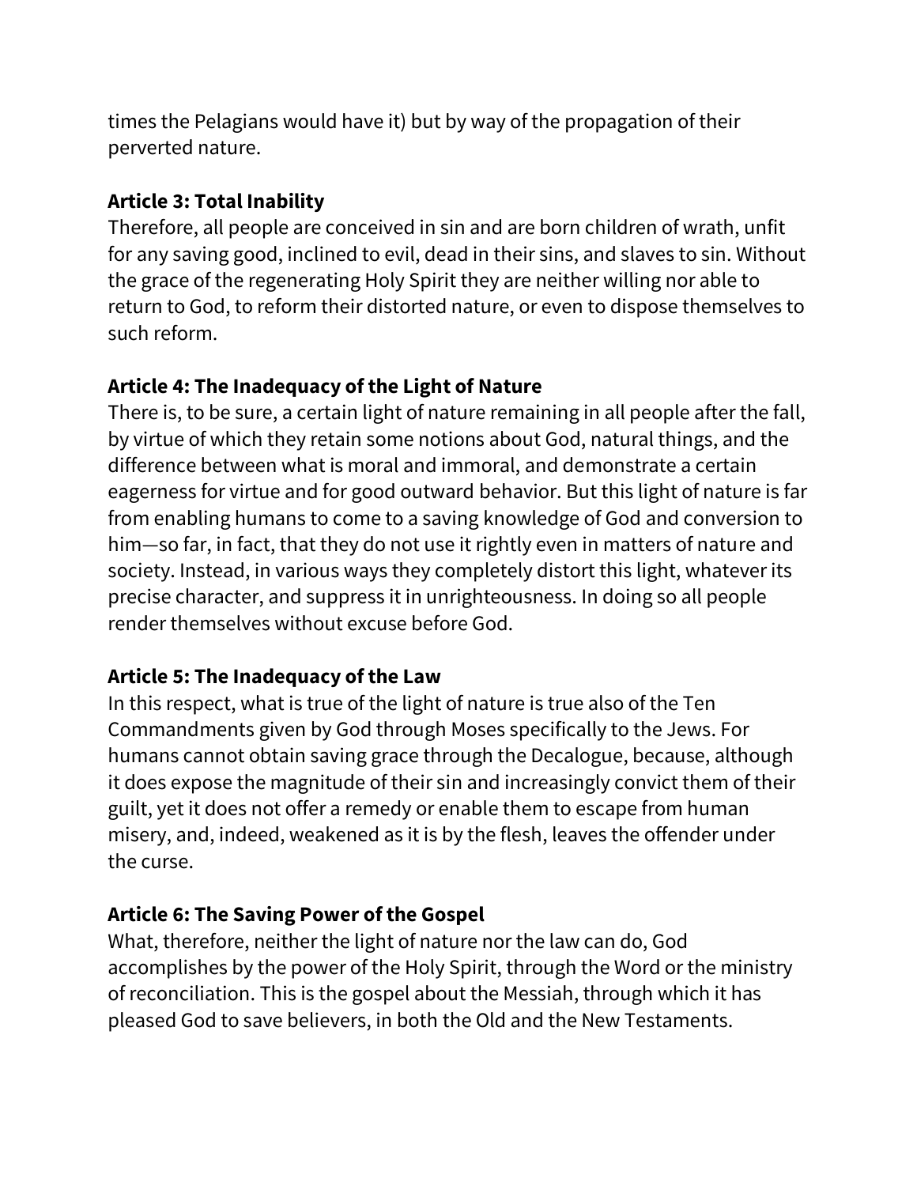times the Pelagians would have it) but by way of the propagation of their perverted nature.

**Article 3: Total Inability**
Therefore, all people are conceived in sin and are born children of wrath, unfit for any saving good, inclined to evil, dead in their sins, and slaves to sin. Without the grace of the regenerating Holy Spirit they are neither willing nor able to return to God, to reform their distorted nature, or even to dispose themselves to such reform.

**Article 4: The Inadequacy of the Light of Nature**
There is, to be sure, a certain light of nature remaining in all people after the fall, by virtue of which they retain some notions about God, natural things, and the difference between what is moral and immoral, and demonstrate a certain eagerness for virtue and for good outward behavior. But this light of nature is far from enabling humans to come to a saving knowledge of God and conversion to him—so far, in fact, that they do not use it rightly even in matters of nature and society. Instead, in various ways they completely distort this light, whatever its precise character, and suppress it in unrighteousness. In doing so all people render themselves without excuse before God.

**Article 5: The Inadequacy of the Law**
In this respect, what is true of the light of nature is true also of the Ten Commandments given by God through Moses specifically to the Jews. For humans cannot obtain saving grace through the Decalogue, because, although it does expose the magnitude of their sin and increasingly convict them of their guilt, yet it does not offer a remedy or enable them to escape from human misery, and, indeed, weakened as it is by the flesh, leaves the offender under the curse.

**Article 6: The Saving Power of the Gospel**
What, therefore, neither the light of nature nor the law can do, God accomplishes by the power of the Holy Spirit, through the Word or the ministry of reconciliation. This is the gospel about the Messiah, through which it has pleased God to save believers, in both the Old and the New Testaments.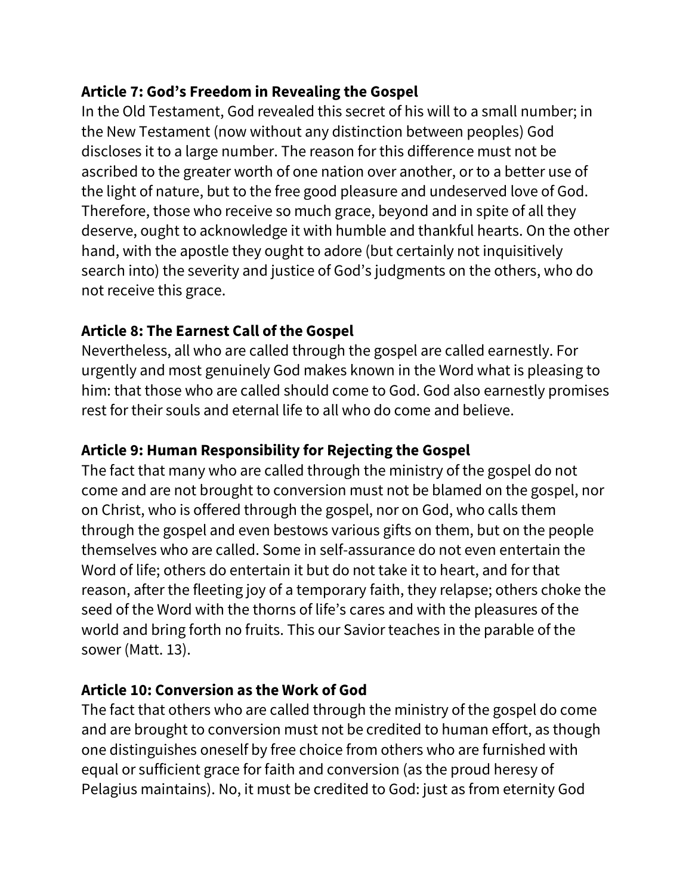**Article 7: God's Freedom in Revealing the Gospel**

In the Old Testament, God revealed this secret of his will to a small number; in the New Testament (now without any distinction between peoples) God discloses it to a large number. The reason for this difference must not be ascribed to the greater worth of one nation over another, or to a better use of the light of nature, but to the free good pleasure and undeserved love of God. Therefore, those who receive so much grace, beyond and in spite of all they deserve, ought to acknowledge it with humble and thankful hearts. On the other hand, with the apostle they ought to adore (but certainly not inquisitively search into) the severity and justice of God's judgments on the others, who do not receive this grace.

**Article 8: The Earnest Call of the Gospel**

Nevertheless, all who are called through the gospel are called earnestly. For urgently and most genuinely God makes known in the Word what is pleasing to him: that those who are called should come to God. God also earnestly promises rest for their souls and eternal life to all who do come and believe.

**Article 9: Human Responsibility for Rejecting the Gospel**

The fact that many who are called through the ministry of the gospel do not come and are not brought to conversion must not be blamed on the gospel, nor on Christ, who is offered through the gospel, nor on God, who calls them through the gospel and even bestows various gifts on them, but on the people themselves who are called. Some in self-assurance do not even entertain the Word of life; others do entertain it but do not take it to heart, and for that reason, after the fleeting joy of a temporary faith, they relapse; others choke the seed of the Word with the thorns of life's cares and with the pleasures of the world and bring forth no fruits. This our Savior teaches in the parable of the sower (Matt. 13).

**Article 10: Conversion as the Work of God**

The fact that others who are called through the ministry of the gospel do come and are brought to conversion must not be credited to human effort, as though one distinguishes oneself by free choice from others who are furnished with equal or sufficient grace for faith and conversion (as the proud heresy of Pelagius maintains). No, it must be credited to God: just as from eternity God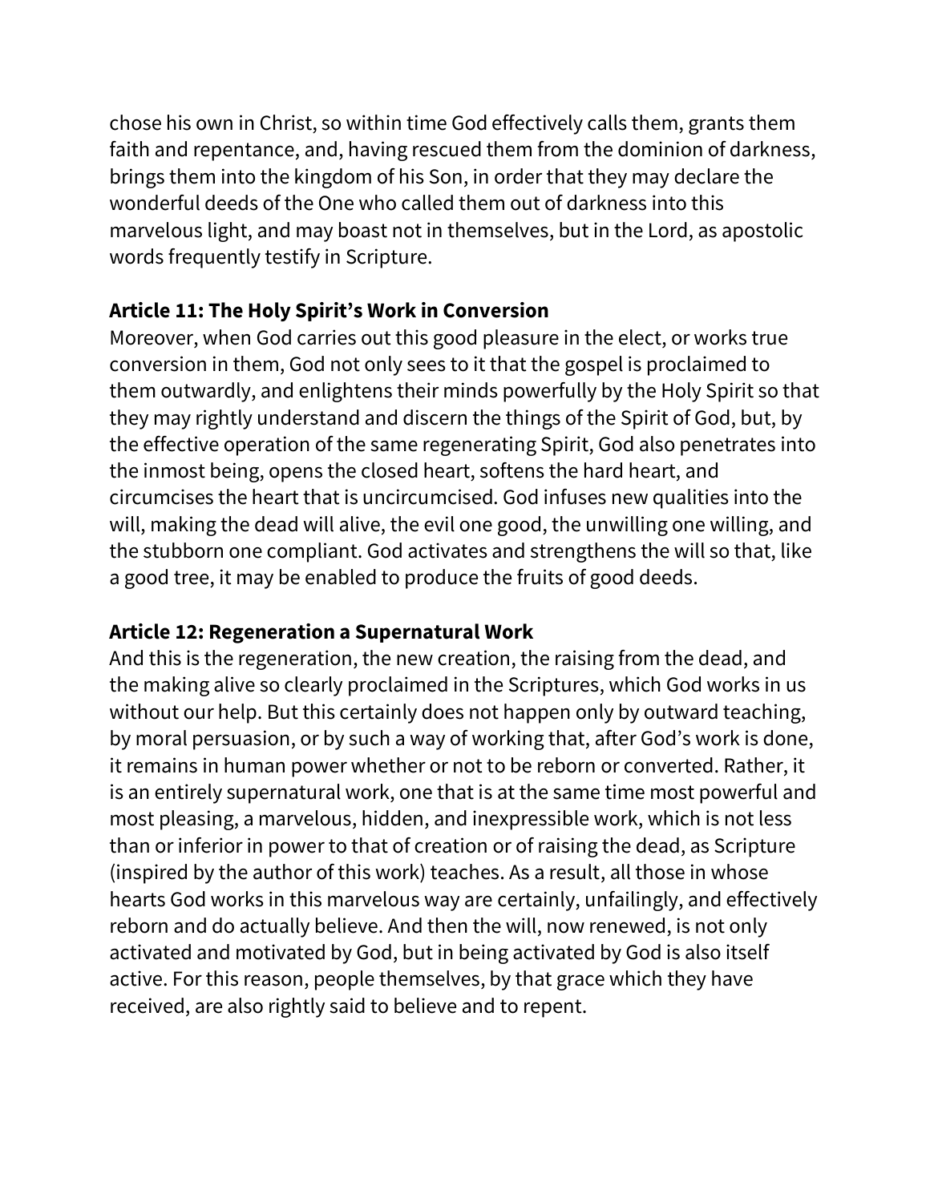chose his own in Christ, so within time God effectively calls them, grants them faith and repentance, and, having rescued them from the dominion of darkness, brings them into the kingdom of his Son, in order that they may declare the wonderful deeds of the One who called them out of darkness into this marvelous light, and may boast not in themselves, but in the Lord, as apostolic words frequently testify in Scripture.

**Article 11: The Holy Spirit's Work in Conversion**

Moreover, when God carries out this good pleasure in the elect, or works true conversion in them, God not only sees to it that the gospel is proclaimed to them outwardly, and enlightens their minds powerfully by the Holy Spirit so that they may rightly understand and discern the things of the Spirit of God, but, by the effective operation of the same regenerating Spirit, God also penetrates into the inmost being, opens the closed heart, softens the hard heart, and circumcises the heart that is uncircumcised. God infuses new qualities into the will, making the dead will alive, the evil one good, the unwilling one willing, and the stubborn one compliant. God activates and strengthens the will so that, like a good tree, it may be enabled to produce the fruits of good deeds.

**Article 12: Regeneration a Supernatural Work**

And this is the regeneration, the new creation, the raising from the dead, and the making alive so clearly proclaimed in the Scriptures, which God works in us without our help. But this certainly does not happen only by outward teaching, by moral persuasion, or by such a way of working that, after God's work is done, it remains in human power whether or not to be reborn or converted. Rather, it is an entirely supernatural work, one that is at the same time most powerful and most pleasing, a marvelous, hidden, and inexpressible work, which is not less than or inferior in power to that of creation or of raising the dead, as Scripture (inspired by the author of this work) teaches. As a result, all those in whose hearts God works in this marvelous way are certainly, unfailingly, and effectively reborn and do actually believe. And then the will, now renewed, is not only activated and motivated by God, but in being activated by God is also itself active. For this reason, people themselves, by that grace which they have received, are also rightly said to believe and to repent.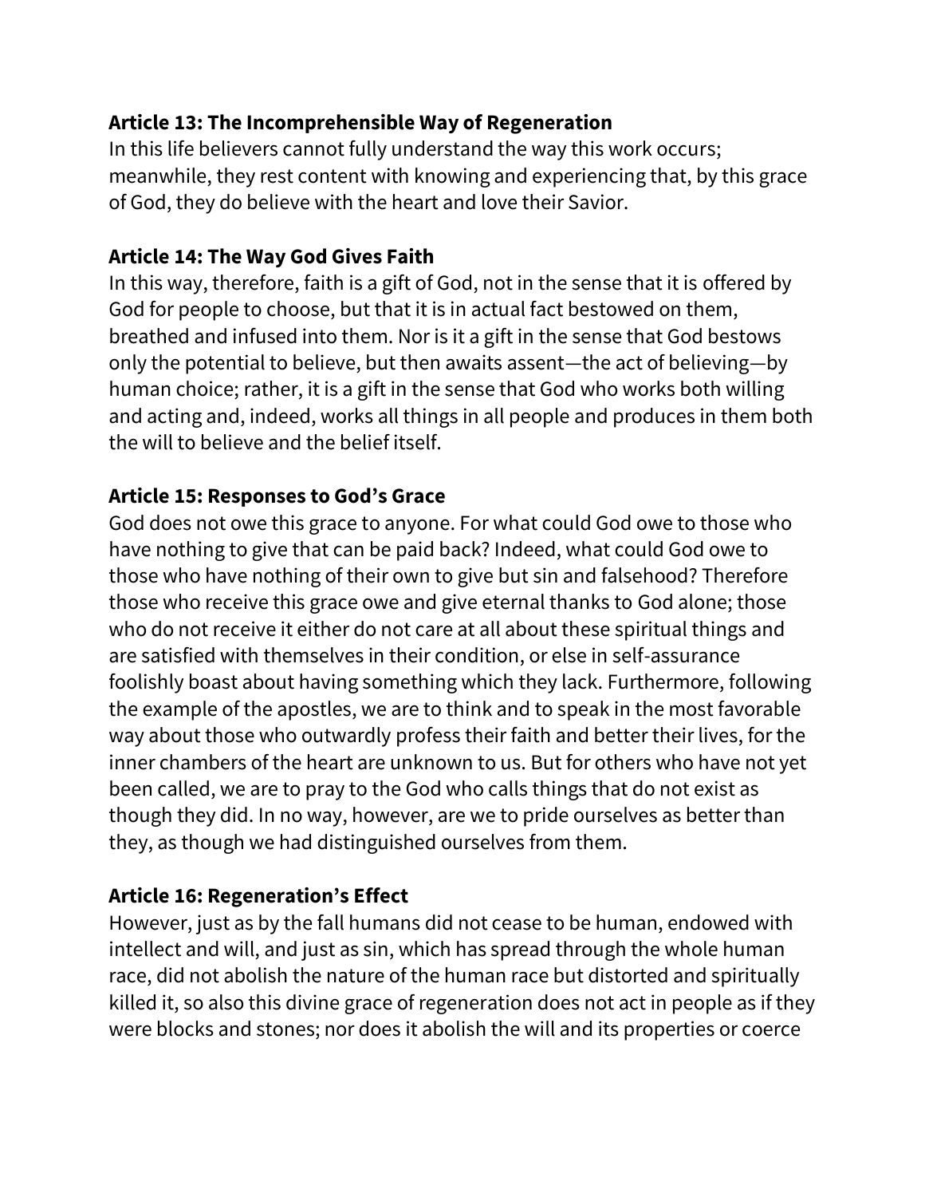**Article 13: The Incomprehensible Way of Regeneration**
In this life believers cannot fully understand the way this work occurs; meanwhile, they rest content with knowing and experiencing that, by this grace of God, they do believe with the heart and love their Savior.

**Article 14: The Way God Gives Faith**
In this way, therefore, faith is a gift of God, not in the sense that it is offered by God for people to choose, but that it is in actual fact bestowed on them, breathed and infused into them. Nor is it a gift in the sense that God bestows only the potential to believe, but then awaits assent—the act of believing—by human choice; rather, it is a gift in the sense that God who works both willing and acting and, indeed, works all things in all people and produces in them both the will to believe and the belief itself.

**Article 15: Responses to God's Grace**
God does not owe this grace to anyone. For what could God owe to those who have nothing to give that can be paid back? Indeed, what could God owe to those who have nothing of their own to give but sin and falsehood? Therefore those who receive this grace owe and give eternal thanks to God alone; those who do not receive it either do not care at all about these spiritual things and are satisfied with themselves in their condition, or else in self-assurance foolishly boast about having something which they lack. Furthermore, following the example of the apostles, we are to think and to speak in the most favorable way about those who outwardly profess their faith and better their lives, for the inner chambers of the heart are unknown to us. But for others who have not yet been called, we are to pray to the God who calls things that do not exist as though they did. In no way, however, are we to pride ourselves as better than they, as though we had distinguished ourselves from them.

**Article 16: Regeneration's Effect**
However, just as by the fall humans did not cease to be human, endowed with intellect and will, and just as sin, which has spread through the whole human race, did not abolish the nature of the human race but distorted and spiritually killed it, so also this divine grace of regeneration does not act in people as if they were blocks and stones; nor does it abolish the will and its properties or coerce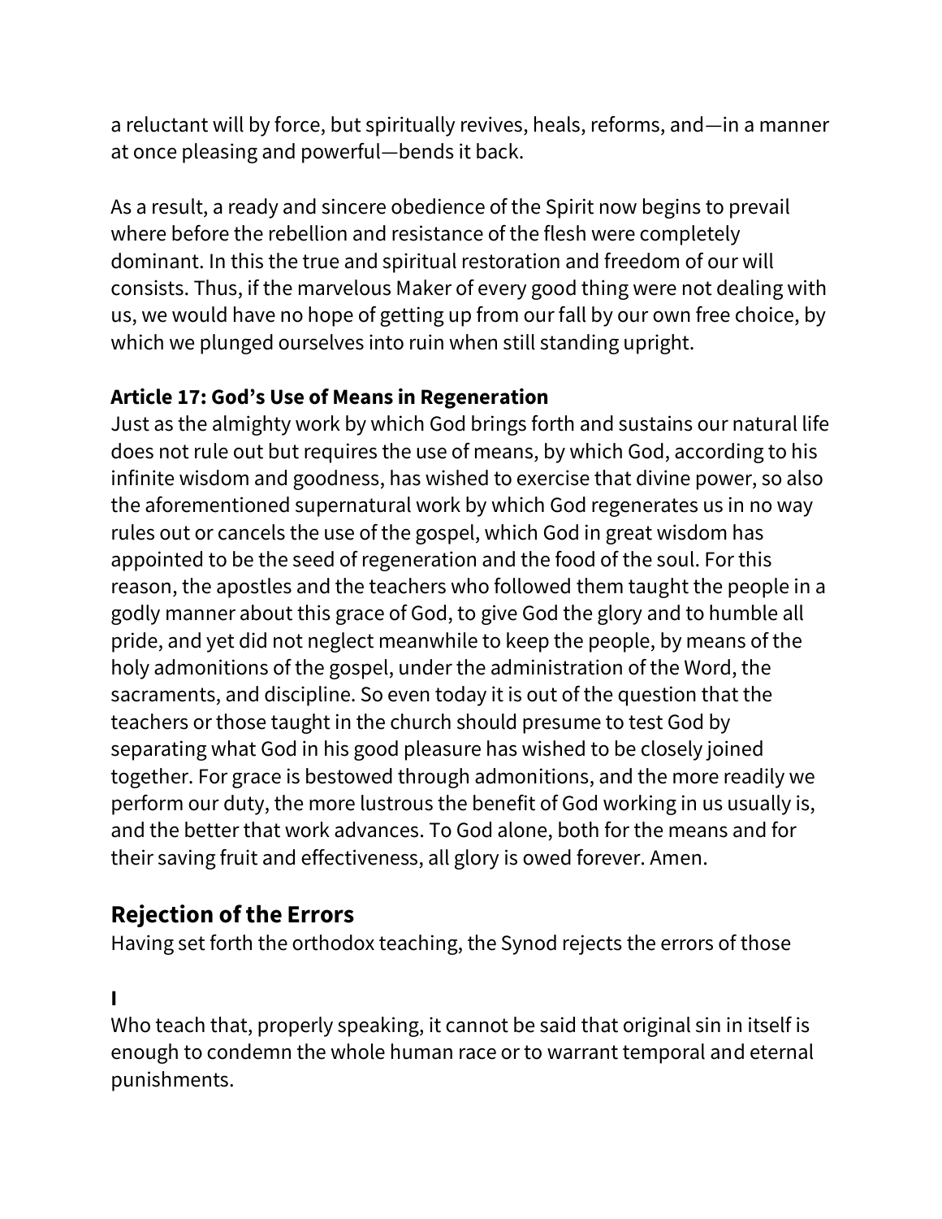a reluctant will by force, but spiritually revives, heals, reforms, and—in a manner at once pleasing and powerful—bends it back.

As a result, a ready and sincere obedience of the Spirit now begins to prevail where before the rebellion and resistance of the flesh were completely dominant. In this the true and spiritual restoration and freedom of our will consists. Thus, if the marvelous Maker of every good thing were not dealing with us, we would have no hope of getting up from our fall by our own free choice, by which we plunged ourselves into ruin when still standing upright.

**Article 17: God's Use of Means in Regeneration**
Just as the almighty work by which God brings forth and sustains our natural life does not rule out but requires the use of means, by which God, according to his infinite wisdom and goodness, has wished to exercise that divine power, so also the aforementioned supernatural work by which God regenerates us in no way rules out or cancels the use of the gospel, which God in great wisdom has appointed to be the seed of regeneration and the food of the soul. For this reason, the apostles and the teachers who followed them taught the people in a godly manner about this grace of God, to give God the glory and to humble all pride, and yet did not neglect meanwhile to keep the people, by means of the holy admonitions of the gospel, under the administration of the Word, the sacraments, and discipline. So even today it is out of the question that the teachers or those taught in the church should presume to test God by separating what God in his good pleasure has wished to be closely joined together. For grace is bestowed through admonitions, and the more readily we perform our duty, the more lustrous the benefit of God working in us usually is, and the better that work advances. To God alone, both for the means and for their saving fruit and effectiveness, all glory is owed forever. Amen.

## Rejection of the Errors

Having set forth the orthodox teaching, the Synod rejects the errors of those

**I**
Who teach that, properly speaking, it cannot be said that original sin in itself is enough to condemn the whole human race or to warrant temporal and eternal punishments.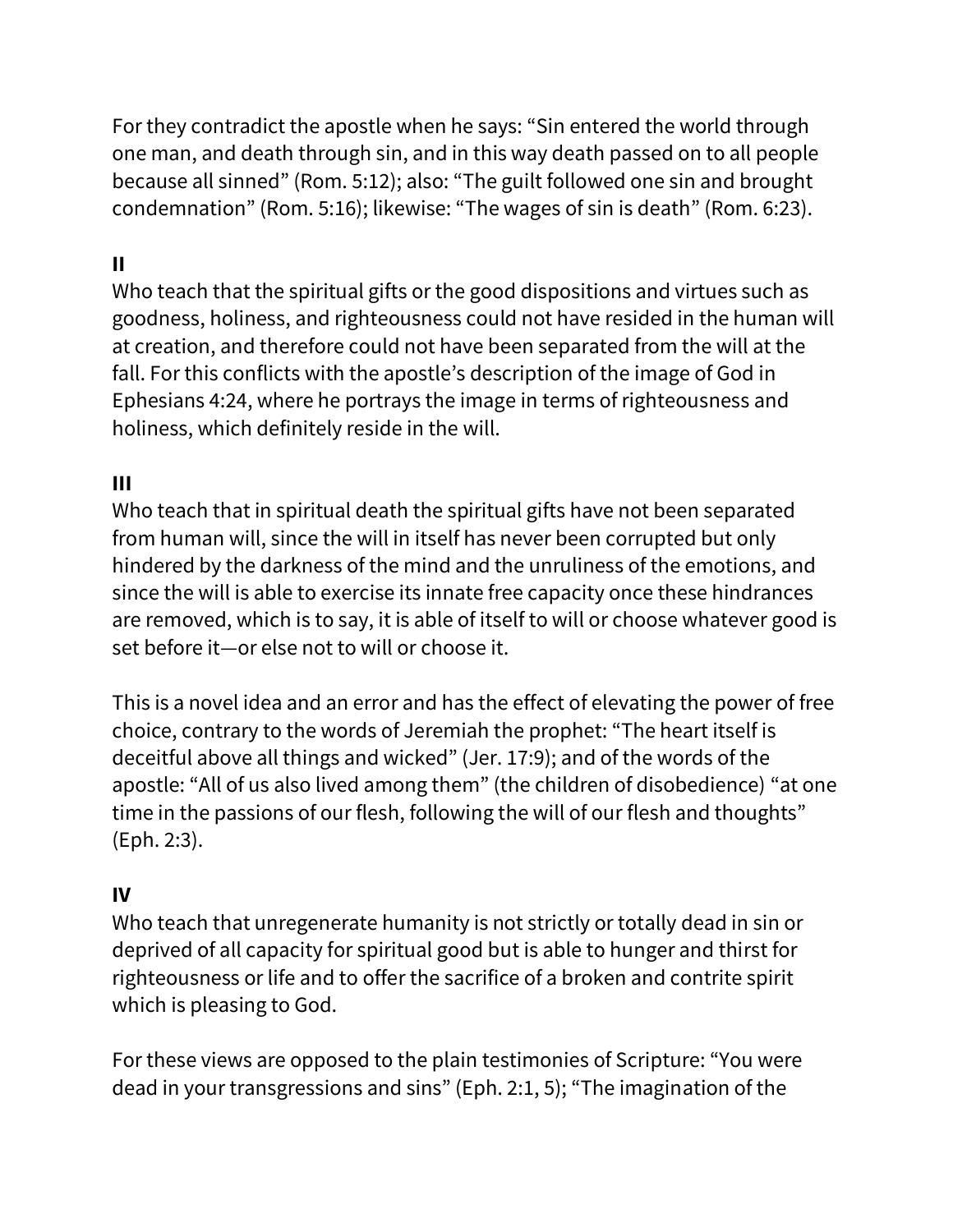For they contradict the apostle when he says: “Sin entered the world through one man, and death through sin, and in this way death passed on to all people because all sinned” (Rom. 5:12); also: “The guilt followed one sin and brought condemnation” (Rom. 5:16); likewise: “The wages of sin is death” (Rom. 6:23).

**II**

Who teach that the spiritual gifts or the good dispositions and virtues such as goodness, holiness, and righteousness could not have resided in the human will at creation, and therefore could not have been separated from the will at the fall. For this conflicts with the apostle’s description of the image of God in Ephesians 4:24, where he portrays the image in terms of righteousness and holiness, which definitely reside in the will.

**III**

Who teach that in spiritual death the spiritual gifts have not been separated from human will, since the will in itself has never been corrupted but only hindered by the darkness of the mind and the unruliness of the emotions, and since the will is able to exercise its innate free capacity once these hindrances are removed, which is to say, it is able of itself to will or choose whatever good is set before it—or else not to will or choose it.

This is a novel idea and an error and has the effect of elevating the power of free choice, contrary to the words of Jeremiah the prophet: “The heart itself is deceitful above all things and wicked” (Jer. 17:9); and of the words of the apostle: “All of us also lived among them” (the children of disobedience) “at one time in the passions of our flesh, following the will of our flesh and thoughts” (Eph. 2:3).

**IV**

Who teach that unregenerate humanity is not strictly or totally dead in sin or deprived of all capacity for spiritual good but is able to hunger and thirst for righteousness or life and to offer the sacrifice of a broken and contrite spirit which is pleasing to God.

For these views are opposed to the plain testimonies of Scripture: “You were dead in your transgressions and sins” (Eph. 2:1, 5); “The imagination of the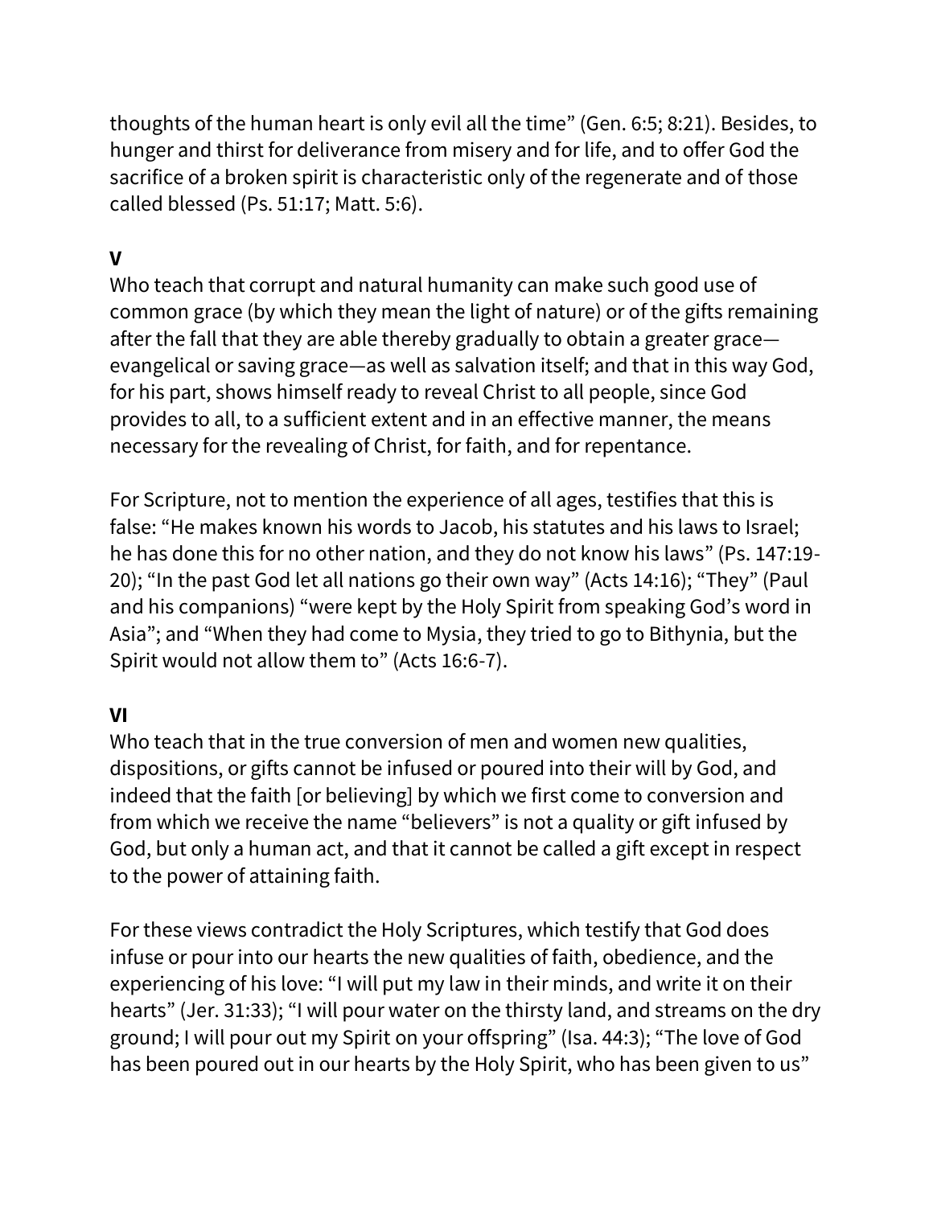thoughts of the human heart is only evil all the time" (Gen. 6:5; 8:21). Besides, to hunger and thirst for deliverance from misery and for life, and to offer God the sacrifice of a broken spirit is characteristic only of the regenerate and of those called blessed (Ps. 51:17; Matt. 5:6).

**V**

Who teach that corrupt and natural humanity can make such good use of common grace (by which they mean the light of nature) or of the gifts remaining after the fall that they are able thereby gradually to obtain a greater grace—evangelical or saving grace—as well as salvation itself; and that in this way God, for his part, shows himself ready to reveal Christ to all people, since God provides to all, to a sufficient extent and in an effective manner, the means necessary for the revealing of Christ, for faith, and for repentance.

For Scripture, not to mention the experience of all ages, testifies that this is false: "He makes known his words to Jacob, his statutes and his laws to Israel; he has done this for no other nation, and they do not know his laws" (Ps. 147:19-20); "In the past God let all nations go their own way" (Acts 14:16); "They" (Paul and his companions) "were kept by the Holy Spirit from speaking God's word in Asia"; and "When they had come to Mysia, they tried to go to Bithynia, but the Spirit would not allow them to" (Acts 16:6-7).

**VI**

Who teach that in the true conversion of men and women new qualities, dispositions, or gifts cannot be infused or poured into their will by God, and indeed that the faith [or believing] by which we first come to conversion and from which we receive the name "believers" is not a quality or gift infused by God, but only a human act, and that it cannot be called a gift except in respect to the power of attaining faith.

For these views contradict the Holy Scriptures, which testify that God does infuse or pour into our hearts the new qualities of faith, obedience, and the experiencing of his love: "I will put my law in their minds, and write it on their hearts" (Jer. 31:33); "I will pour water on the thirsty land, and streams on the dry ground; I will pour out my Spirit on your offspring" (Isa. 44:3); "The love of God has been poured out in our hearts by the Holy Spirit, who has been given to us"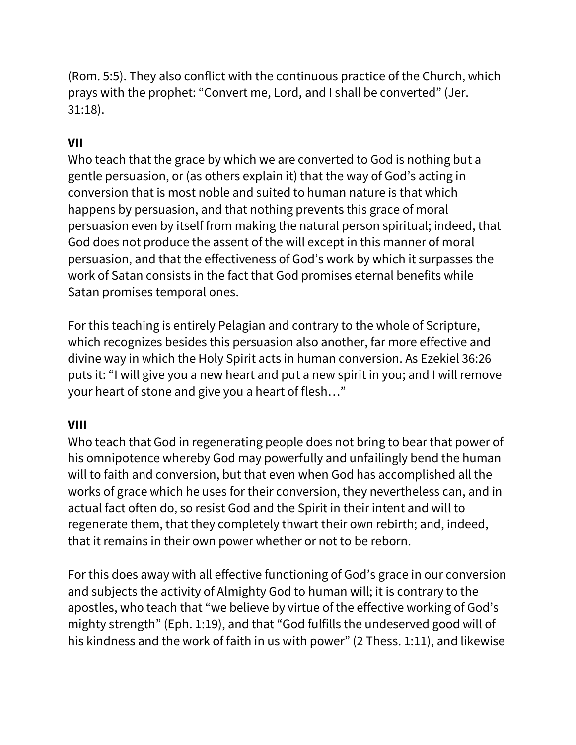(Rom. 5:5). They also conflict with the continuous practice of the Church, which prays with the prophet: "Convert me, Lord, and I shall be converted" (Jer. 31:18).

**VII**

Who teach that the grace by which we are converted to God is nothing but a gentle persuasion, or (as others explain it) that the way of God's acting in conversion that is most noble and suited to human nature is that which happens by persuasion, and that nothing prevents this grace of moral persuasion even by itself from making the natural person spiritual; indeed, that God does not produce the assent of the will except in this manner of moral persuasion, and that the effectiveness of God's work by which it surpasses the work of Satan consists in the fact that God promises eternal benefits while Satan promises temporal ones.

For this teaching is entirely Pelagian and contrary to the whole of Scripture, which recognizes besides this persuasion also another, far more effective and divine way in which the Holy Spirit acts in human conversion. As Ezekiel 36:26 puts it: "I will give you a new heart and put a new spirit in you; and I will remove your heart of stone and give you a heart of flesh…"

**VIII**

Who teach that God in regenerating people does not bring to bear that power of his omnipotence whereby God may powerfully and unfailingly bend the human will to faith and conversion, but that even when God has accomplished all the works of grace which he uses for their conversion, they nevertheless can, and in actual fact often do, so resist God and the Spirit in their intent and will to regenerate them, that they completely thwart their own rebirth; and, indeed, that it remains in their own power whether or not to be reborn.

For this does away with all effective functioning of God's grace in our conversion and subjects the activity of Almighty God to human will; it is contrary to the apostles, who teach that "we believe by virtue of the effective working of God's mighty strength" (Eph. 1:19), and that "God fulfills the undeserved good will of his kindness and the work of faith in us with power" (2 Thess. 1:11), and likewise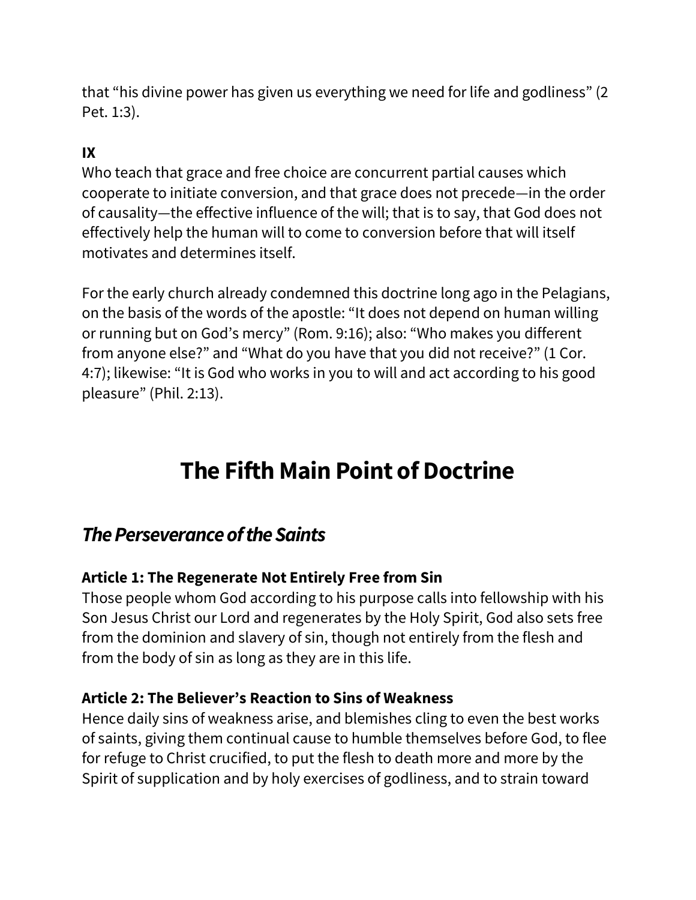that “his divine power has given us everything we need for life and godliness” (2 Pet. 1:3).

**IX**

Who teach that grace and free choice are concurrent partial causes which cooperate to initiate conversion, and that grace does not precede—in the order of causality—the effective influence of the will; that is to say, that God does not effectively help the human will to come to conversion before that will itself motivates and determines itself.

For the early church already condemned this doctrine long ago in the Pelagians, on the basis of the words of the apostle: “It does not depend on human willing or running but on God’s mercy” (Rom. 9:16); also: “Who makes you different from anyone else?” and “What do you have that you did not receive?” (1 Cor. 4:7); likewise: “It is God who works in you to will and act according to his good pleasure” (Phil. 2:13).

# The Fifth Main Point of Doctrine

## *The Perseverance of the Saints*

**Article 1: The Regenerate Not Entirely Free from Sin**

Those people whom God according to his purpose calls into fellowship with his Son Jesus Christ our Lord and regenerates by the Holy Spirit, God also sets free from the dominion and slavery of sin, though not entirely from the flesh and from the body of sin as long as they are in this life.

**Article 2: The Believer’s Reaction to Sins of Weakness**

Hence daily sins of weakness arise, and blemishes cling to even the best works of saints, giving them continual cause to humble themselves before God, to flee for refuge to Christ crucified, to put the flesh to death more and more by the Spirit of supplication and by holy exercises of godliness, and to strain toward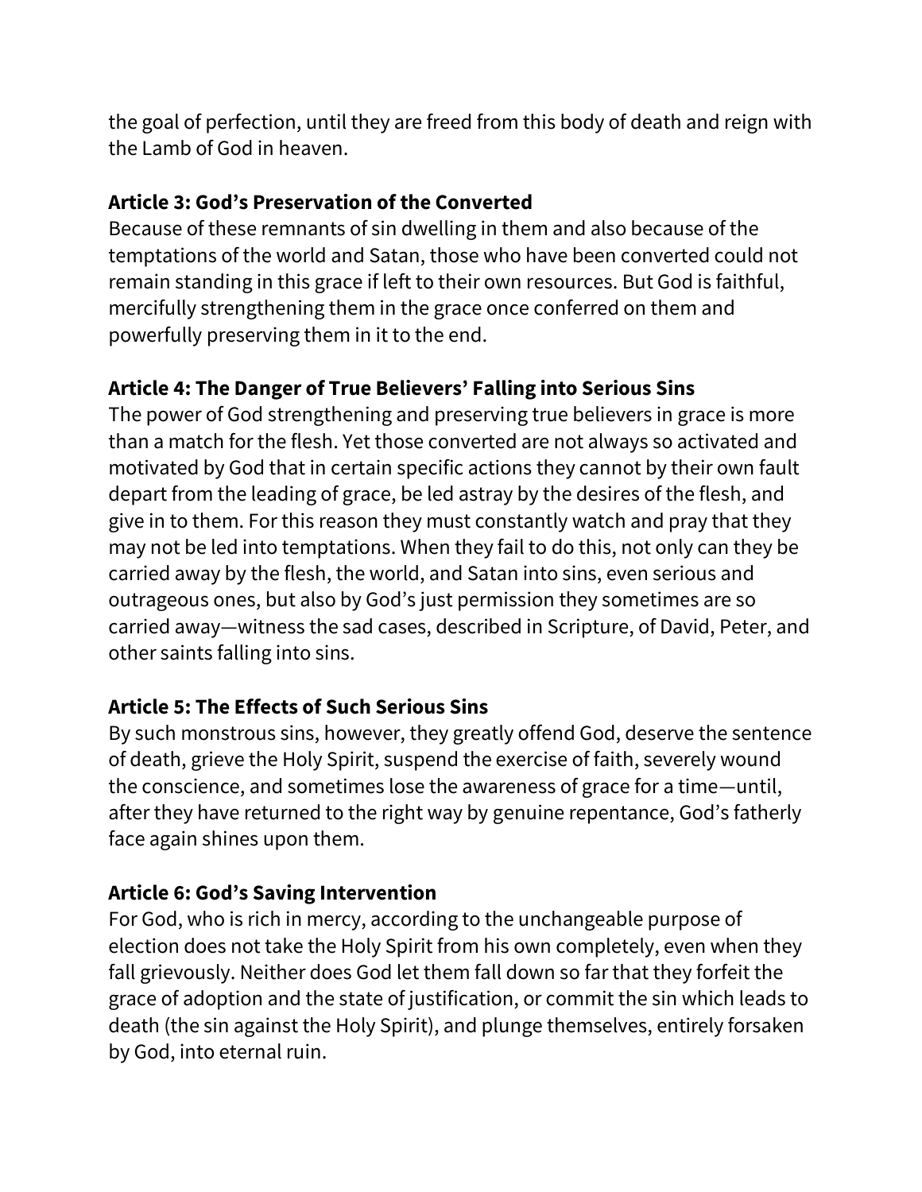the goal of perfection, until they are freed from this body of death and reign with the Lamb of God in heaven.

**Article 3: God's Preservation of the Converted**
Because of these remnants of sin dwelling in them and also because of the temptations of the world and Satan, those who have been converted could not remain standing in this grace if left to their own resources. But God is faithful, mercifully strengthening them in the grace once conferred on them and powerfully preserving them in it to the end.

**Article 4: The Danger of True Believers' Falling into Serious Sins**
The power of God strengthening and preserving true believers in grace is more than a match for the flesh. Yet those converted are not always so activated and motivated by God that in certain specific actions they cannot by their own fault depart from the leading of grace, be led astray by the desires of the flesh, and give in to them. For this reason they must constantly watch and pray that they may not be led into temptations. When they fail to do this, not only can they be carried away by the flesh, the world, and Satan into sins, even serious and outrageous ones, but also by God's just permission they sometimes are so carried away—witness the sad cases, described in Scripture, of David, Peter, and other saints falling into sins.

**Article 5: The Effects of Such Serious Sins**
By such monstrous sins, however, they greatly offend God, deserve the sentence of death, grieve the Holy Spirit, suspend the exercise of faith, severely wound the conscience, and sometimes lose the awareness of grace for a time—until, after they have returned to the right way by genuine repentance, God's fatherly face again shines upon them.

**Article 6: God's Saving Intervention**
For God, who is rich in mercy, according to the unchangeable purpose of election does not take the Holy Spirit from his own completely, even when they fall grievously. Neither does God let them fall down so far that they forfeit the grace of adoption and the state of justification, or commit the sin which leads to death (the sin against the Holy Spirit), and plunge themselves, entirely forsaken by God, into eternal ruin.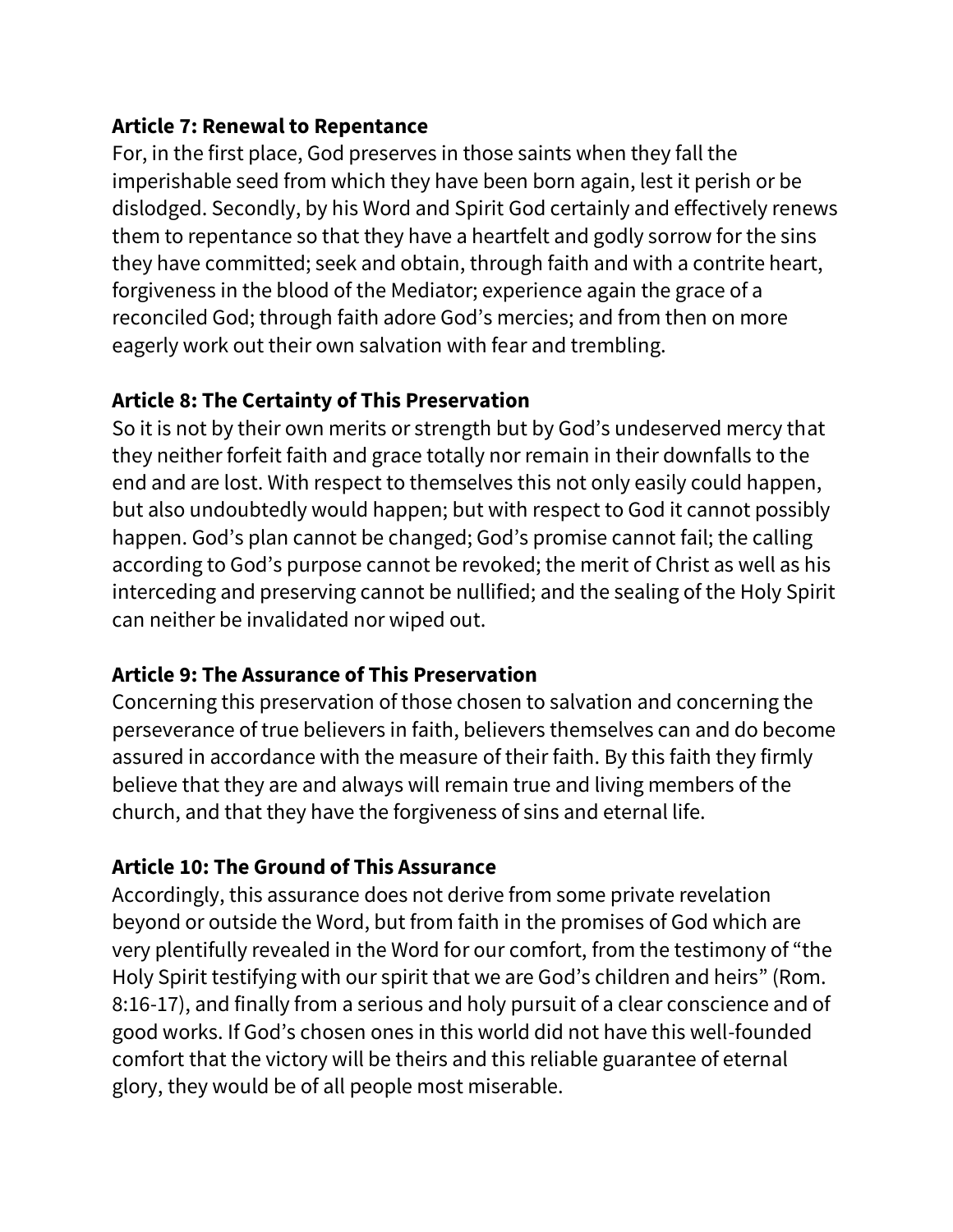**Article 7: Renewal to Repentance**

For, in the first place, God preserves in those saints when they fall the imperishable seed from which they have been born again, lest it perish or be dislodged. Secondly, by his Word and Spirit God certainly and effectively renews them to repentance so that they have a heartfelt and godly sorrow for the sins they have committed; seek and obtain, through faith and with a contrite heart, forgiveness in the blood of the Mediator; experience again the grace of a reconciled God; through faith adore God's mercies; and from then on more eagerly work out their own salvation with fear and trembling.

**Article 8: The Certainty of This Preservation**

So it is not by their own merits or strength but by God's undeserved mercy that they neither forfeit faith and grace totally nor remain in their downfalls to the end and are lost. With respect to themselves this not only easily could happen, but also undoubtedly would happen; but with respect to God it cannot possibly happen. God's plan cannot be changed; God's promise cannot fail; the calling according to God's purpose cannot be revoked; the merit of Christ as well as his interceding and preserving cannot be nullified; and the sealing of the Holy Spirit can neither be invalidated nor wiped out.

**Article 9: The Assurance of This Preservation**

Concerning this preservation of those chosen to salvation and concerning the perseverance of true believers in faith, believers themselves can and do become assured in accordance with the measure of their faith. By this faith they firmly believe that they are and always will remain true and living members of the church, and that they have the forgiveness of sins and eternal life.

**Article 10: The Ground of This Assurance**

Accordingly, this assurance does not derive from some private revelation beyond or outside the Word, but from faith in the promises of God which are very plentifully revealed in the Word for our comfort, from the testimony of "the Holy Spirit testifying with our spirit that we are God's children and heirs" (Rom. 8:16-17), and finally from a serious and holy pursuit of a clear conscience and of good works. If God's chosen ones in this world did not have this well-founded comfort that the victory will be theirs and this reliable guarantee of eternal glory, they would be of all people most miserable.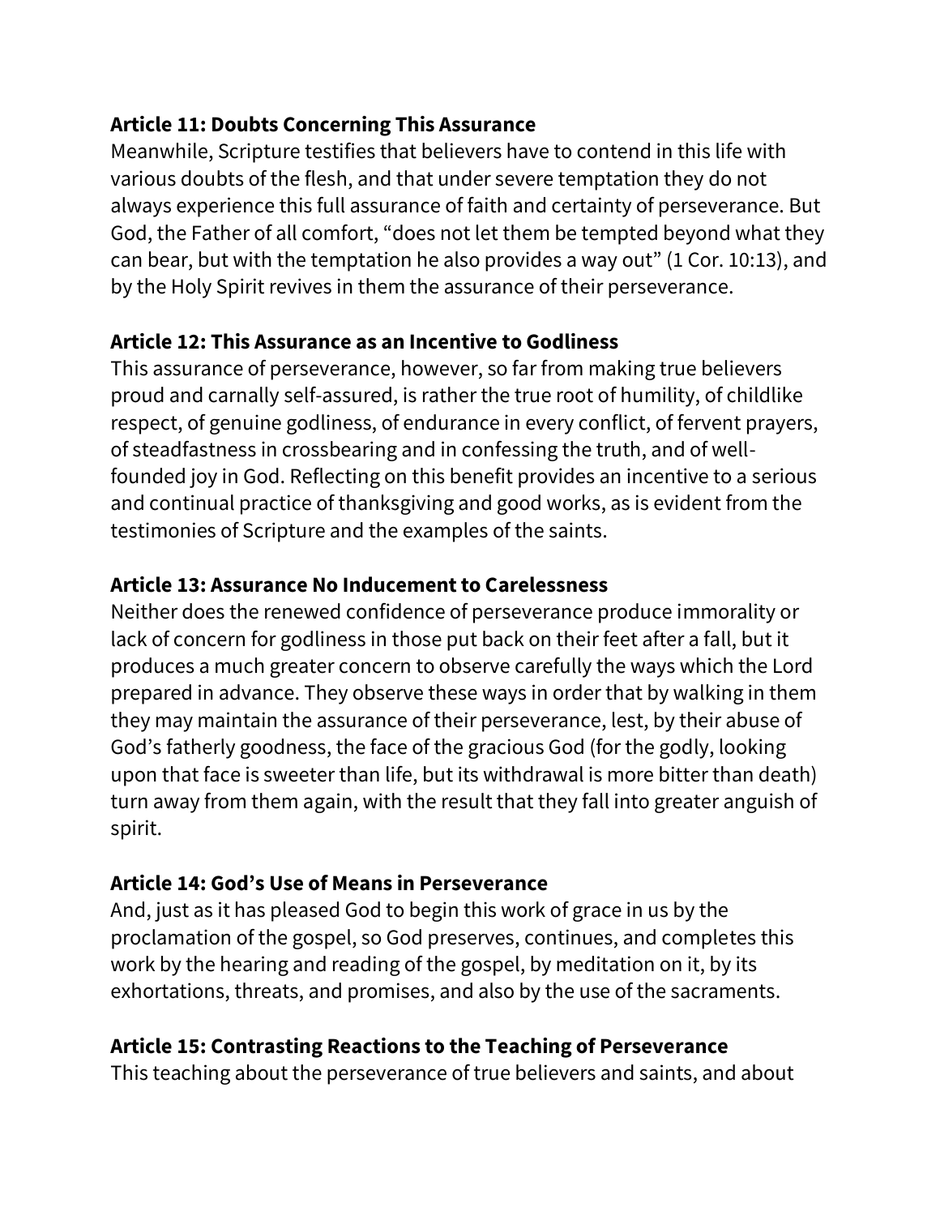**Article 11: Doubts Concerning This Assurance**
Meanwhile, Scripture testifies that believers have to contend in this life with various doubts of the flesh, and that under severe temptation they do not always experience this full assurance of faith and certainty of perseverance. But God, the Father of all comfort, "does not let them be tempted beyond what they can bear, but with the temptation he also provides a way out" (1 Cor. 10:13), and by the Holy Spirit revives in them the assurance of their perseverance.

**Article 12: This Assurance as an Incentive to Godliness**
This assurance of perseverance, however, so far from making true believers proud and carnally self-assured, is rather the true root of humility, of childlike respect, of genuine godliness, of endurance in every conflict, of fervent prayers, of steadfastness in crossbearing and in confessing the truth, and of well-founded joy in God. Reflecting on this benefit provides an incentive to a serious and continual practice of thanksgiving and good works, as is evident from the testimonies of Scripture and the examples of the saints.

**Article 13: Assurance No Inducement to Carelessness**
Neither does the renewed confidence of perseverance produce immorality or lack of concern for godliness in those put back on their feet after a fall, but it produces a much greater concern to observe carefully the ways which the Lord prepared in advance. They observe these ways in order that by walking in them they may maintain the assurance of their perseverance, lest, by their abuse of God's fatherly goodness, the face of the gracious God (for the godly, looking upon that face is sweeter than life, but its withdrawal is more bitter than death) turn away from them again, with the result that they fall into greater anguish of spirit.

**Article 14: God's Use of Means in Perseverance**
And, just as it has pleased God to begin this work of grace in us by the proclamation of the gospel, so God preserves, continues, and completes this work by the hearing and reading of the gospel, by meditation on it, by its exhortations, threats, and promises, and also by the use of the sacraments.

**Article 15: Contrasting Reactions to the Teaching of Perseverance**
This teaching about the perseverance of true believers and saints, and about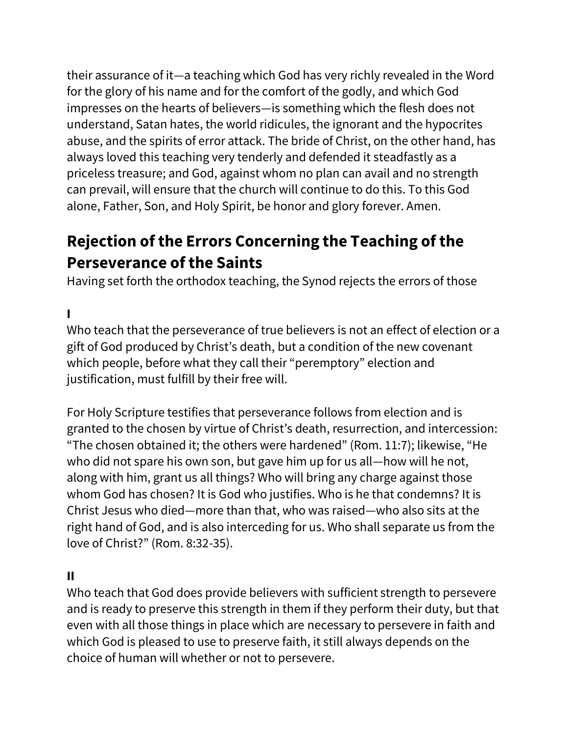their assurance of it—a teaching which God has very richly revealed in the Word for the glory of his name and for the comfort of the godly, and which God impresses on the hearts of believers—is something which the flesh does not understand, Satan hates, the world ridicules, the ignorant and the hypocrites abuse, and the spirits of error attack. The bride of Christ, on the other hand, has always loved this teaching very tenderly and defended it steadfastly as a priceless treasure; and God, against whom no plan can avail and no strength can prevail, will ensure that the church will continue to do this. To this God alone, Father, Son, and Holy Spirit, be honor and glory forever. Amen.

## Rejection of the Errors Concerning the Teaching of the Perseverance of the Saints

Having set forth the orthodox teaching, the Synod rejects the errors of those

**I**

Who teach that the perseverance of true believers is not an effect of election or a gift of God produced by Christ's death, but a condition of the new covenant which people, before what they call their "peremptory" election and justification, must fulfill by their free will.

For Holy Scripture testifies that perseverance follows from election and is granted to the chosen by virtue of Christ's death, resurrection, and intercession: "The chosen obtained it; the others were hardened" (Rom. 11:7); likewise, "He who did not spare his own son, but gave him up for us all—how will he not, along with him, grant us all things? Who will bring any charge against those whom God has chosen? It is God who justifies. Who is he that condemns? It is Christ Jesus who died—more than that, who was raised—who also sits at the right hand of God, and is also interceding for us. Who shall separate us from the love of Christ?" (Rom. 8:32-35).

**II**

Who teach that God does provide believers with sufficient strength to persevere and is ready to preserve this strength in them if they perform their duty, but that even with all those things in place which are necessary to persevere in faith and which God is pleased to use to preserve faith, it still always depends on the choice of human will whether or not to persevere.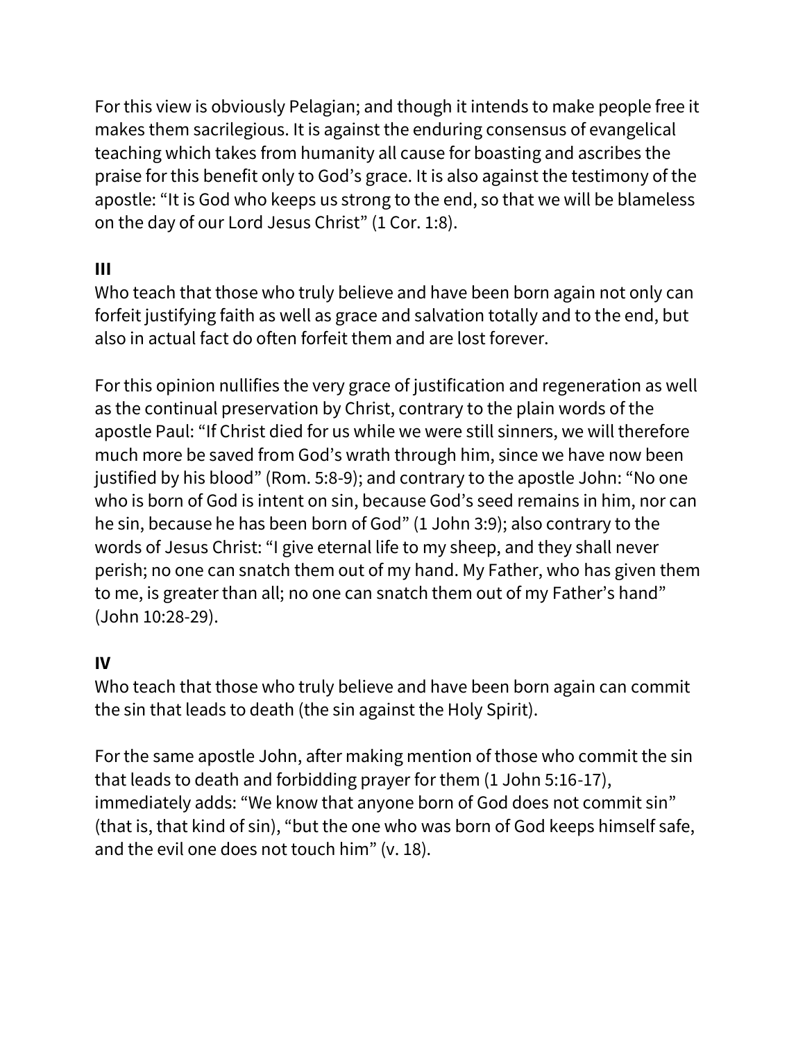For this view is obviously Pelagian; and though it intends to make people free it makes them sacrilegious. It is against the enduring consensus of evangelical teaching which takes from humanity all cause for boasting and ascribes the praise for this benefit only to God's grace. It is also against the testimony of the apostle: "It is God who keeps us strong to the end, so that we will be blameless on the day of our Lord Jesus Christ" (1 Cor. 1:8).

**III**

Who teach that those who truly believe and have been born again not only can forfeit justifying faith as well as grace and salvation totally and to the end, but also in actual fact do often forfeit them and are lost forever.

For this opinion nullifies the very grace of justification and regeneration as well as the continual preservation by Christ, contrary to the plain words of the apostle Paul: "If Christ died for us while we were still sinners, we will therefore much more be saved from God's wrath through him, since we have now been justified by his blood" (Rom. 5:8-9); and contrary to the apostle John: "No one who is born of God is intent on sin, because God's seed remains in him, nor can he sin, because he has been born of God" (1 John 3:9); also contrary to the words of Jesus Christ: "I give eternal life to my sheep, and they shall never perish; no one can snatch them out of my hand. My Father, who has given them to me, is greater than all; no one can snatch them out of my Father's hand" (John 10:28-29).

**IV**

Who teach that those who truly believe and have been born again can commit the sin that leads to death (the sin against the Holy Spirit).

For the same apostle John, after making mention of those who commit the sin that leads to death and forbidding prayer for them (1 John 5:16-17), immediately adds: "We know that anyone born of God does not commit sin" (that is, that kind of sin), "but the one who was born of God keeps himself safe, and the evil one does not touch him" (v. 18).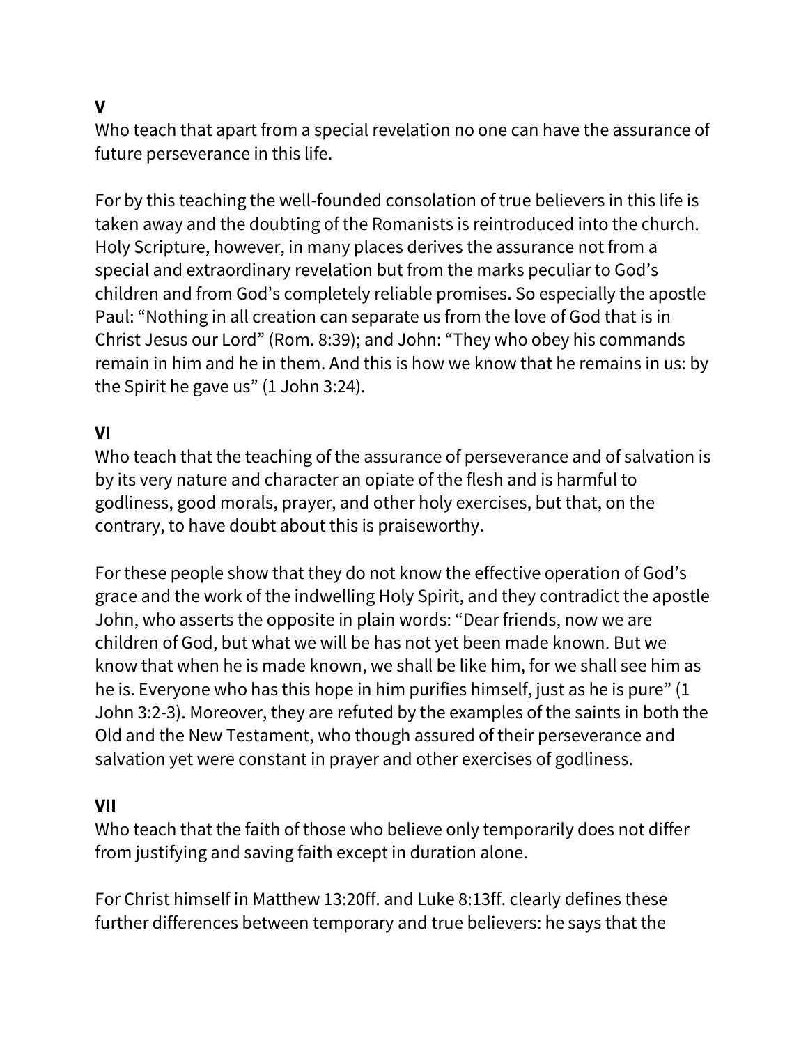**V**

Who teach that apart from a special revelation no one can have the assurance of future perseverance in this life.

For by this teaching the well-founded consolation of true believers in this life is taken away and the doubting of the Romanists is reintroduced into the church. Holy Scripture, however, in many places derives the assurance not from a special and extraordinary revelation but from the marks peculiar to God's children and from God's completely reliable promises. So especially the apostle Paul: "Nothing in all creation can separate us from the love of God that is in Christ Jesus our Lord" (Rom. 8:39); and John: "They who obey his commands remain in him and he in them. And this is how we know that he remains in us: by the Spirit he gave us" (1 John 3:24).

**VI**

Who teach that the teaching of the assurance of perseverance and of salvation is by its very nature and character an opiate of the flesh and is harmful to godliness, good morals, prayer, and other holy exercises, but that, on the contrary, to have doubt about this is praiseworthy.

For these people show that they do not know the effective operation of God's grace and the work of the indwelling Holy Spirit, and they contradict the apostle John, who asserts the opposite in plain words: "Dear friends, now we are children of God, but what we will be has not yet been made known. But we know that when he is made known, we shall be like him, for we shall see him as he is. Everyone who has this hope in him purifies himself, just as he is pure" (1 John 3:2-3). Moreover, they are refuted by the examples of the saints in both the Old and the New Testament, who though assured of their perseverance and salvation yet were constant in prayer and other exercises of godliness.

**VII**

Who teach that the faith of those who believe only temporarily does not differ from justifying and saving faith except in duration alone.

For Christ himself in Matthew 13:20ff. and Luke 8:13ff. clearly defines these further differences between temporary and true believers: he says that the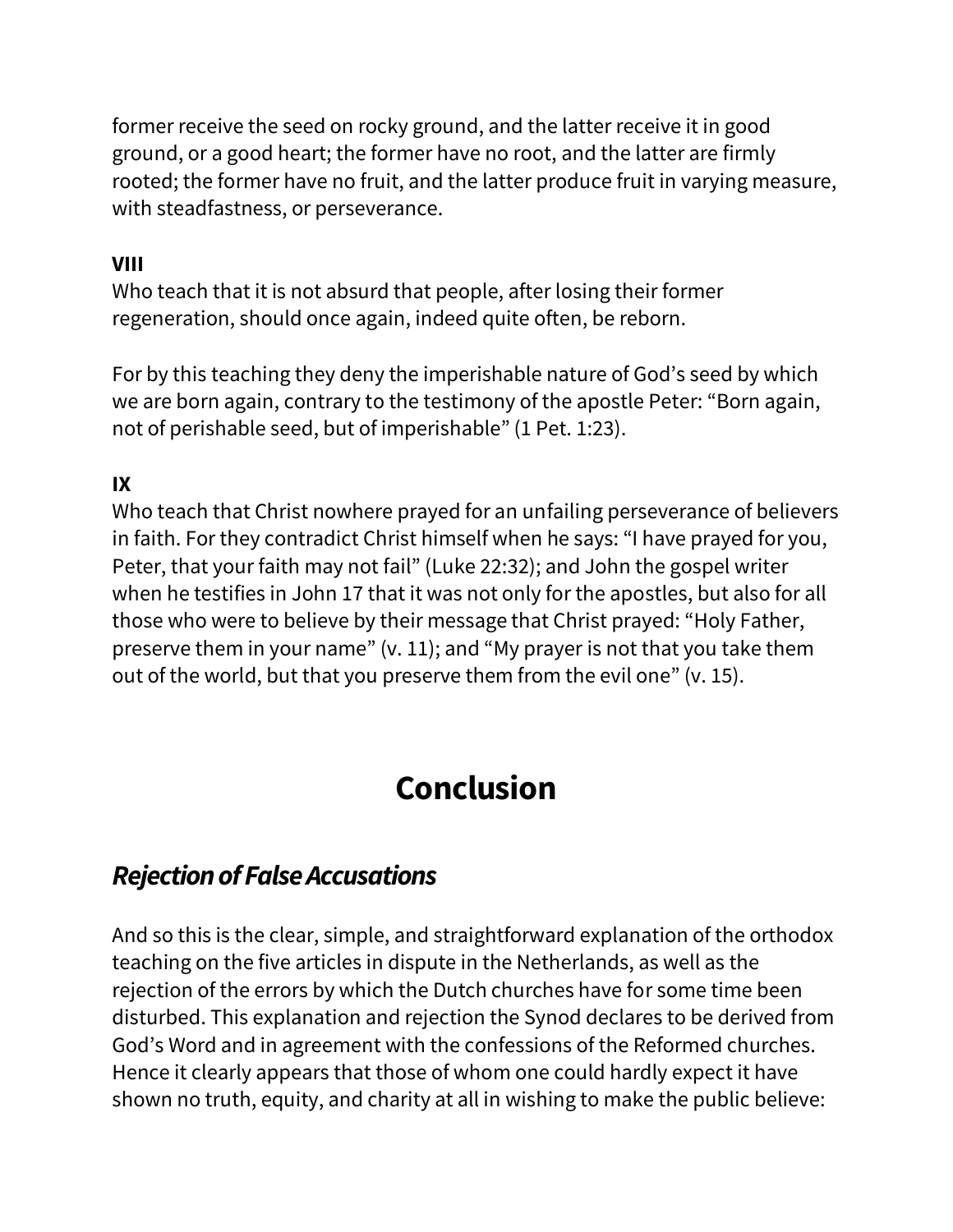former receive the seed on rocky ground, and the latter receive it in good ground, or a good heart; the former have no root, and the latter are firmly rooted; the former have no fruit, and the latter produce fruit in varying measure, with steadfastness, or perseverance.

**VIII**

Who teach that it is not absurd that people, after losing their former regeneration, should once again, indeed quite often, be reborn.

For by this teaching they deny the imperishable nature of God's seed by which we are born again, contrary to the testimony of the apostle Peter: "Born again, not of perishable seed, but of imperishable" (1 Pet. 1:23).

**IX**

Who teach that Christ nowhere prayed for an unfailing perseverance of believers in faith. For they contradict Christ himself when he says: "I have prayed for you, Peter, that your faith may not fail" (Luke 22:32); and John the gospel writer when he testifies in John 17 that it was not only for the apostles, but also for all those who were to believe by their message that Christ prayed: "Holy Father, preserve them in your name" (v. 11); and "My prayer is not that you take them out of the world, but that you preserve them from the evil one" (v. 15).

# Conclusion

## *Rejection of False Accusations*

And so this is the clear, simple, and straightforward explanation of the orthodox teaching on the five articles in dispute in the Netherlands, as well as the rejection of the errors by which the Dutch churches have for some time been disturbed. This explanation and rejection the Synod declares to be derived from God's Word and in agreement with the confessions of the Reformed churches. Hence it clearly appears that those of whom one could hardly expect it have shown no truth, equity, and charity at all in wishing to make the public believe: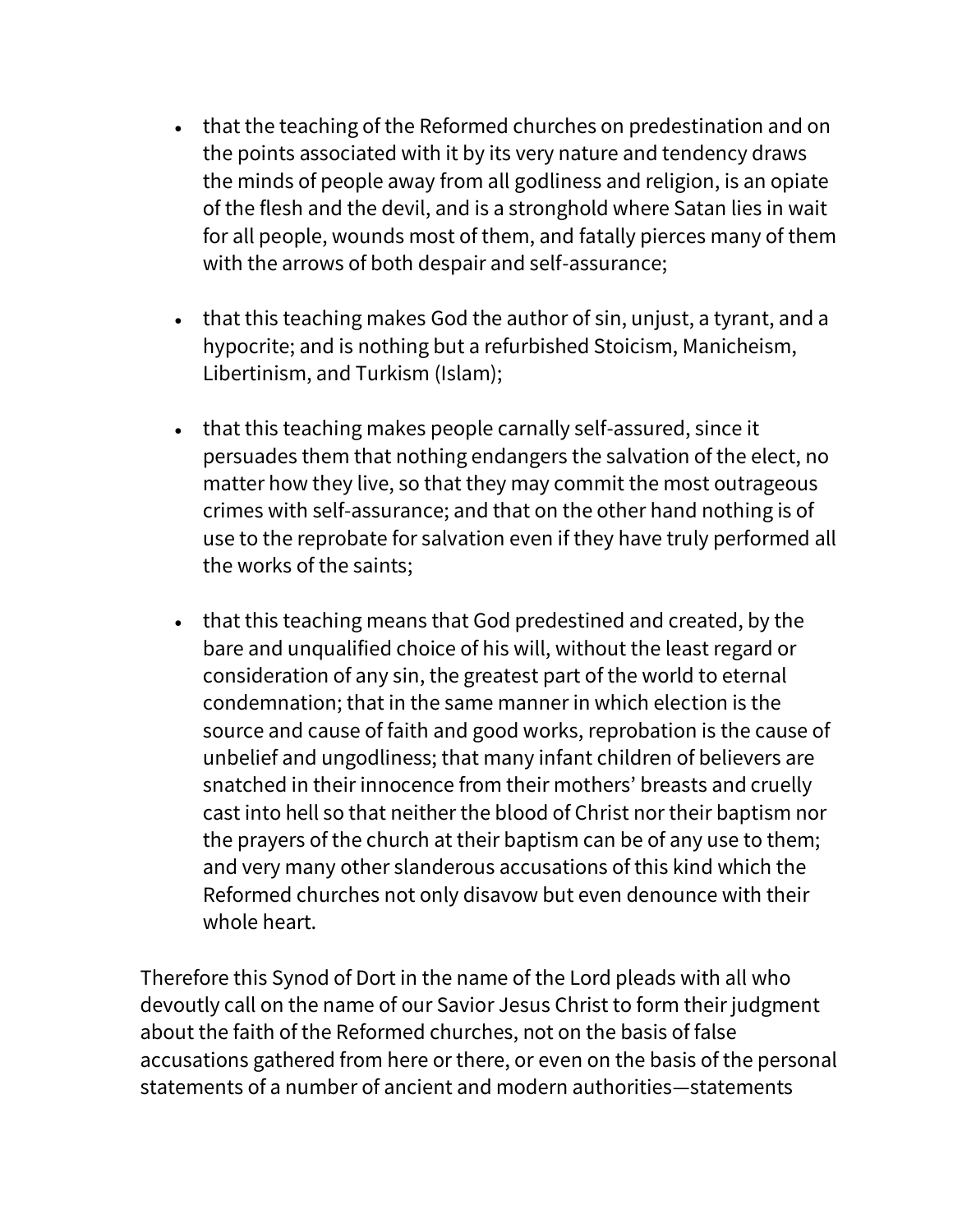- that the teaching of the Reformed churches on predestination and on the points associated with it by its very nature and tendency draws the minds of people away from all godliness and religion, is an opiate of the flesh and the devil, and is a stronghold where Satan lies in wait for all people, wounds most of them, and fatally pierces many of them with the arrows of both despair and self-assurance;

- that this teaching makes God the author of sin, unjust, a tyrant, and a hypocrite; and is nothing but a refurbished Stoicism, Manicheism, Libertinism, and Turkism (Islam);

- that this teaching makes people carnally self-assured, since it persuades them that nothing endangers the salvation of the elect, no matter how they live, so that they may commit the most outrageous crimes with self-assurance; and that on the other hand nothing is of use to the reprobate for salvation even if they have truly performed all the works of the saints;

- that this teaching means that God predestined and created, by the bare and unqualified choice of his will, without the least regard or consideration of any sin, the greatest part of the world to eternal condemnation; that in the same manner in which election is the source and cause of faith and good works, reprobation is the cause of unbelief and ungodliness; that many infant children of believers are snatched in their innocence from their mothers' breasts and cruelly cast into hell so that neither the blood of Christ nor their baptism nor the prayers of the church at their baptism can be of any use to them; and very many other slanderous accusations of this kind which the Reformed churches not only disavow but even denounce with their whole heart.

Therefore this Synod of Dort in the name of the Lord pleads with all who devoutly call on the name of our Savior Jesus Christ to form their judgment about the faith of the Reformed churches, not on the basis of false accusations gathered from here or there, or even on the basis of the personal statements of a number of ancient and modern authorities—statements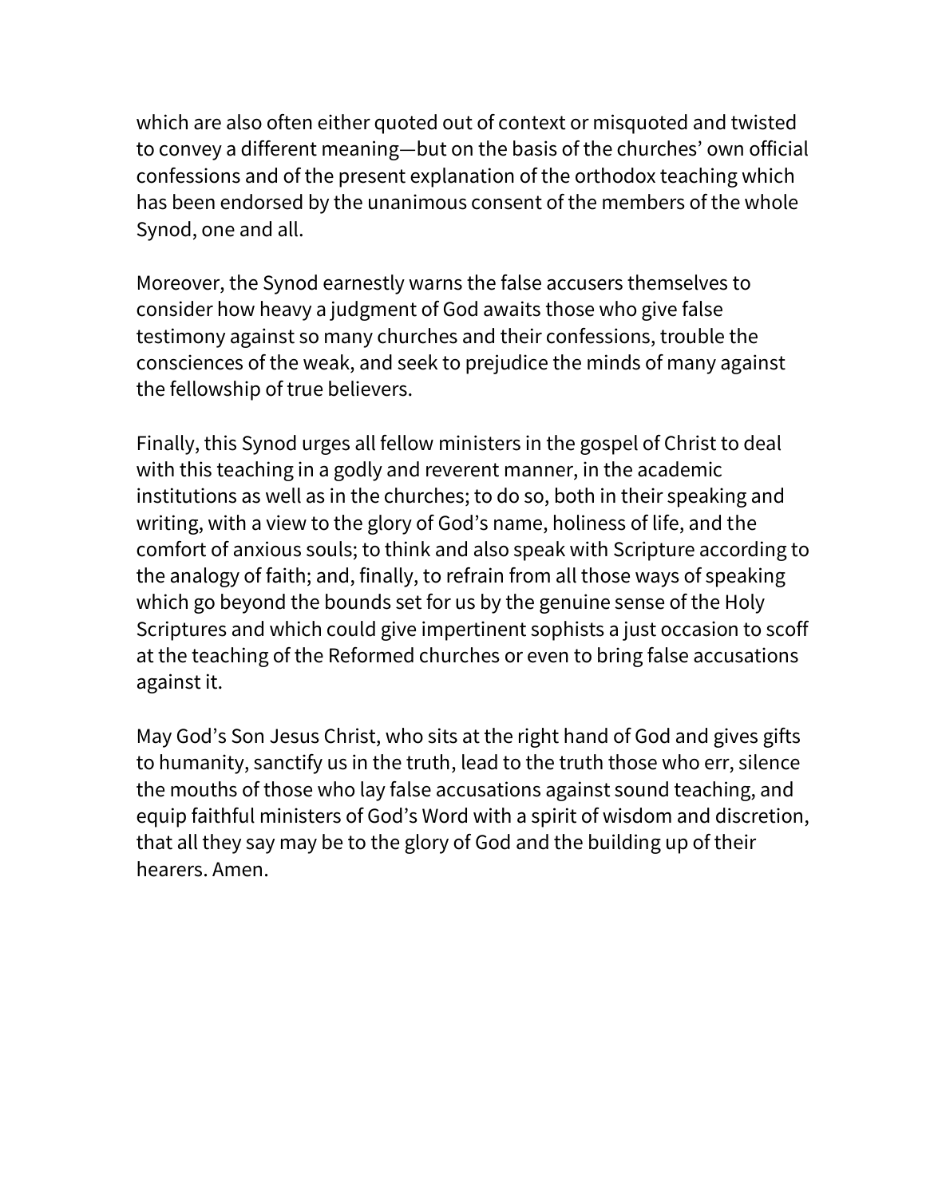which are also often either quoted out of context or misquoted and twisted to convey a different meaning—but on the basis of the churches' own official confessions and of the present explanation of the orthodox teaching which has been endorsed by the unanimous consent of the members of the whole Synod, one and all.

Moreover, the Synod earnestly warns the false accusers themselves to consider how heavy a judgment of God awaits those who give false testimony against so many churches and their confessions, trouble the consciences of the weak, and seek to prejudice the minds of many against the fellowship of true believers.

Finally, this Synod urges all fellow ministers in the gospel of Christ to deal with this teaching in a godly and reverent manner, in the academic institutions as well as in the churches; to do so, both in their speaking and writing, with a view to the glory of God's name, holiness of life, and the comfort of anxious souls; to think and also speak with Scripture according to the analogy of faith; and, finally, to refrain from all those ways of speaking which go beyond the bounds set for us by the genuine sense of the Holy Scriptures and which could give impertinent sophists a just occasion to scoff at the teaching of the Reformed churches or even to bring false accusations against it.

May God's Son Jesus Christ, who sits at the right hand of God and gives gifts to humanity, sanctify us in the truth, lead to the truth those who err, silence the mouths of those who lay false accusations against sound teaching, and equip faithful ministers of God's Word with a spirit of wisdom and discretion, that all they say may be to the glory of God and the building up of their hearers. Amen.